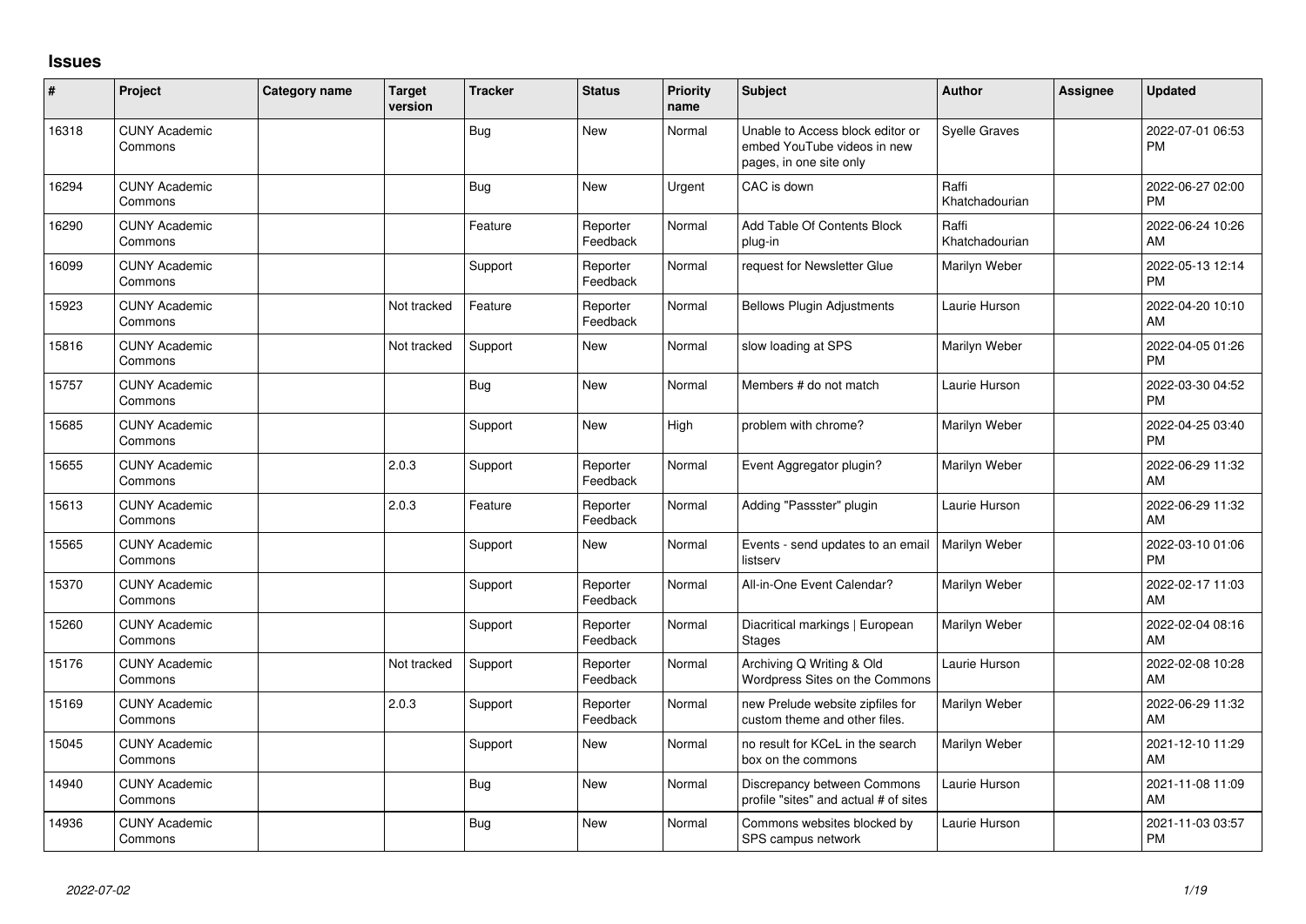# Issues

| # | Project | Category name | Target version | Tracker | Status | Priority name | Subject | Author | Assignee | Updated |
|---|---|---|---|---|---|---|---|---|---|---|
| 16318 | CUNY Academic Commons | | | Bug | New | Normal | Unable to Access block editor or embed YouTube videos in new pages, in one site only | Syelle Graves | | 2022-07-01 06:53 PM |
| 16294 | CUNY Academic Commons | | | Bug | New | Urgent | CAC is down | Raffi Khatchadourian | | 2022-06-27 02:00 PM |
| 16290 | CUNY Academic Commons | | | Feature | Reporter Feedback | Normal | Add Table Of Contents Block plug-in | Raffi Khatchadourian | | 2022-06-24 10:26 AM |
| 16099 | CUNY Academic Commons | | | Support | Reporter Feedback | Normal | request for Newsletter Glue | Marilyn Weber | | 2022-05-13 12:14 PM |
| 15923 | CUNY Academic Commons | | Not tracked | Feature | Reporter Feedback | Normal | Bellows Plugin Adjustments | Laurie Hurson | | 2022-04-20 10:10 AM |
| 15816 | CUNY Academic Commons | | Not tracked | Support | New | Normal | slow loading at SPS | Marilyn Weber | | 2022-04-05 01:26 PM |
| 15757 | CUNY Academic Commons | | | Bug | New | Normal | Members # do not match | Laurie Hurson | | 2022-03-30 04:52 PM |
| 15685 | CUNY Academic Commons | | | Support | New | High | problem with chrome? | Marilyn Weber | | 2022-04-25 03:40 PM |
| 15655 | CUNY Academic Commons | | 2.0.3 | Support | Reporter Feedback | Normal | Event Aggregator plugin? | Marilyn Weber | | 2022-06-29 11:32 AM |
| 15613 | CUNY Academic Commons | | 2.0.3 | Feature | Reporter Feedback | Normal | Adding "Passster" plugin | Laurie Hurson | | 2022-06-29 11:32 AM |
| 15565 | CUNY Academic Commons | | | Support | New | Normal | Events - send updates to an email listserv | Marilyn Weber | | 2022-03-10 01:06 PM |
| 15370 | CUNY Academic Commons | | | Support | Reporter Feedback | Normal | All-in-One Event Calendar? | Marilyn Weber | | 2022-02-17 11:03 AM |
| 15260 | CUNY Academic Commons | | | Support | Reporter Feedback | Normal | Diacritical markings \| European Stages | Marilyn Weber | | 2022-02-04 08:16 AM |
| 15176 | CUNY Academic Commons | | Not tracked | Support | Reporter Feedback | Normal | Archiving Q Writing & Old Wordpress Sites on the Commons | Laurie Hurson | | 2022-02-08 10:28 AM |
| 15169 | CUNY Academic Commons | | 2.0.3 | Support | Reporter Feedback | Normal | new Prelude website zipfiles for custom theme and other files. | Marilyn Weber | | 2022-06-29 11:32 AM |
| 15045 | CUNY Academic Commons | | | Support | New | Normal | no result for KCeL in the search box on the commons | Marilyn Weber | | 2021-12-10 11:29 AM |
| 14940 | CUNY Academic Commons | | | Bug | New | Normal | Discrepancy between Commons profile "sites" and actual # of sites | Laurie Hurson | | 2021-11-08 11:09 AM |
| 14936 | CUNY Academic Commons | | | Bug | New | Normal | Commons websites blocked by SPS campus network | Laurie Hurson | | 2021-11-03 03:57 PM |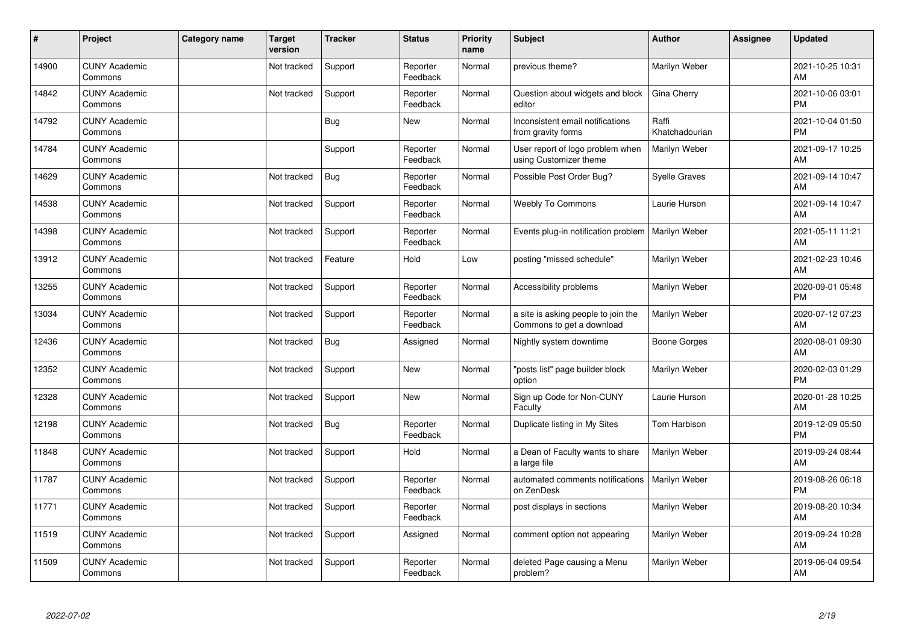| # | Project | Category name | Target version | Tracker | Status | Priority name | Subject | Author | Assignee | Updated |
|---|---|---|---|---|---|---|---|---|---|---|
| 14900 | CUNY Academic Commons | | Not tracked | Support | Reporter Feedback | Normal | previous theme? | Marilyn Weber | | 2021-10-25 10:31 AM |
| 14842 | CUNY Academic Commons | | Not tracked | Support | Reporter Feedback | Normal | Question about widgets and block editor | Gina Cherry | | 2021-10-06 03:01 PM |
| 14792 | CUNY Academic Commons | | | Bug | New | Normal | Inconsistent email notifications from gravity forms | Raffi Khatchadourian | | 2021-10-04 01:50 PM |
| 14784 | CUNY Academic Commons | | | Support | Reporter Feedback | Normal | User report of logo problem when using Customizer theme | Marilyn Weber | | 2021-09-17 10:25 AM |
| 14629 | CUNY Academic Commons | | Not tracked | Bug | Reporter Feedback | Normal | Possible Post Order Bug? | Syelle Graves | | 2021-09-14 10:47 AM |
| 14538 | CUNY Academic Commons | | Not tracked | Support | Reporter Feedback | Normal | Weebly To Commons | Laurie Hurson | | 2021-09-14 10:47 AM |
| 14398 | CUNY Academic Commons | | Not tracked | Support | Reporter Feedback | Normal | Events plug-in notification problem | Marilyn Weber | | 2021-05-11 11:21 AM |
| 13912 | CUNY Academic Commons | | Not tracked | Feature | Hold | Low | posting "missed schedule" | Marilyn Weber | | 2021-02-23 10:46 AM |
| 13255 | CUNY Academic Commons | | Not tracked | Support | Reporter Feedback | Normal | Accessibility problems | Marilyn Weber | | 2020-09-01 05:48 PM |
| 13034 | CUNY Academic Commons | | Not tracked | Support | Reporter Feedback | Normal | a site is asking people to join the Commons to get a download | Marilyn Weber | | 2020-07-12 07:23 AM |
| 12436 | CUNY Academic Commons | | Not tracked | Bug | Assigned | Normal | Nightly system downtime | Boone Gorges | | 2020-08-01 09:30 AM |
| 12352 | CUNY Academic Commons | | Not tracked | Support | New | Normal | "posts list" page builder block option | Marilyn Weber | | 2020-02-03 01:29 PM |
| 12328 | CUNY Academic Commons | | Not tracked | Support | New | Normal | Sign up Code for Non-CUNY Faculty | Laurie Hurson | | 2020-01-28 10:25 AM |
| 12198 | CUNY Academic Commons | | Not tracked | Bug | Reporter Feedback | Normal | Duplicate listing in My Sites | Tom Harbison | | 2019-12-09 05:50 PM |
| 11848 | CUNY Academic Commons | | Not tracked | Support | Hold | Normal | a Dean of Faculty wants to share a large file | Marilyn Weber | | 2019-09-24 08:44 AM |
| 11787 | CUNY Academic Commons | | Not tracked | Support | Reporter Feedback | Normal | automated comments notifications on ZenDesk | Marilyn Weber | | 2019-08-26 06:18 PM |
| 11771 | CUNY Academic Commons | | Not tracked | Support | Reporter Feedback | Normal | post displays in sections | Marilyn Weber | | 2019-08-20 10:34 AM |
| 11519 | CUNY Academic Commons | | Not tracked | Support | Assigned | Normal | comment option not appearing | Marilyn Weber | | 2019-09-24 10:28 AM |
| 11509 | CUNY Academic Commons | | Not tracked | Support | Reporter Feedback | Normal | deleted Page causing a Menu problem? | Marilyn Weber | | 2019-06-04 09:54 AM |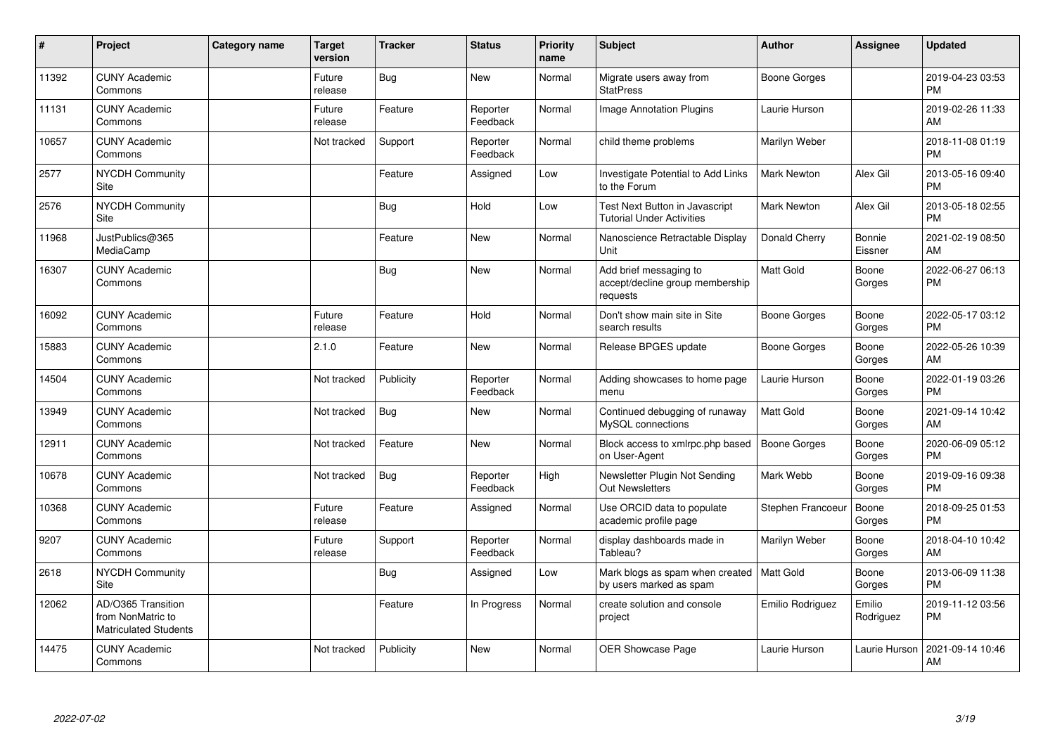| # | Project | Category name | Target version | Tracker | Status | Priority name | Subject | Author | Assignee | Updated |
|---|---|---|---|---|---|---|---|---|---|---|
| 11392 | CUNY Academic Commons | | Future release | Bug | New | Normal | Migrate users away from StatPress | Boone Gorges | | 2019-04-23 03:53 PM |
| 11131 | CUNY Academic Commons | | Future release | Feature | Reporter Feedback | Normal | Image Annotation Plugins | Laurie Hurson | | 2019-02-26 11:33 AM |
| 10657 | CUNY Academic Commons | | Not tracked | Support | Reporter Feedback | Normal | child theme problems | Marilyn Weber | | 2018-11-08 01:19 PM |
| 2577 | NYCDH Community Site | | | Feature | Assigned | Low | Investigate Potential to Add Links to the Forum | Mark Newton | Alex Gil | 2013-05-16 09:40 PM |
| 2576 | NYCDH Community Site | | | Bug | Hold | Low | Test Next Button in Javascript Tutorial Under Activities | Mark Newton | Alex Gil | 2013-05-18 02:55 PM |
| 11968 | JustPublics@365 MediaCamp | | | Feature | New | Normal | Nanoscience Retractable Display Unit | Donald Cherry | Bonnie Eissner | 2021-02-19 08:50 AM |
| 16307 | CUNY Academic Commons | | | Bug | New | Normal | Add brief messaging to accept/decline group membership requests | Matt Gold | Boone Gorges | 2022-06-27 06:13 PM |
| 16092 | CUNY Academic Commons | | Future release | Feature | Hold | Normal | Don't show main site in Site search results | Boone Gorges | Boone Gorges | 2022-05-17 03:12 PM |
| 15883 | CUNY Academic Commons | | 2.1.0 | Feature | New | Normal | Release BPGES update | Boone Gorges | Boone Gorges | 2022-05-26 10:39 AM |
| 14504 | CUNY Academic Commons | | Not tracked | Publicity | Reporter Feedback | Normal | Adding showcases to home page menu | Laurie Hurson | Boone Gorges | 2022-01-19 03:26 PM |
| 13949 | CUNY Academic Commons | | Not tracked | Bug | New | Normal | Continued debugging of runaway MySQL connections | Matt Gold | Boone Gorges | 2021-09-14 10:42 AM |
| 12911 | CUNY Academic Commons | | Not tracked | Feature | New | Normal | Block access to xmlrpc.php based on User-Agent | Boone Gorges | Boone Gorges | 2020-06-09 05:12 PM |
| 10678 | CUNY Academic Commons | | Not tracked | Bug | Reporter Feedback | High | Newsletter Plugin Not Sending Out Newsletters | Mark Webb | Boone Gorges | 2019-09-16 09:38 PM |
| 10368 | CUNY Academic Commons | | Future release | Feature | Assigned | Normal | Use ORCID data to populate academic profile page | Stephen Francoeur | Boone Gorges | 2018-09-25 01:53 PM |
| 9207 | CUNY Academic Commons | | Future release | Support | Reporter Feedback | Normal | display dashboards made in Tableau? | Marilyn Weber | Boone Gorges | 2018-04-10 10:42 AM |
| 2618 | NYCDH Community Site | | | Bug | Assigned | Low | Mark blogs as spam when created by users marked as spam | Matt Gold | Boone Gorges | 2013-06-09 11:38 PM |
| 12062 | AD/O365 Transition from NonMatric to Matriculated Students | | | Feature | In Progress | Normal | create solution and console project | Emilio Rodriguez | Emilio Rodriguez | 2019-11-12 03:56 PM |
| 14475 | CUNY Academic Commons | | Not tracked | Publicity | New | Normal | OER Showcase Page | Laurie Hurson | Laurie Hurson | 2021-09-14 10:46 AM |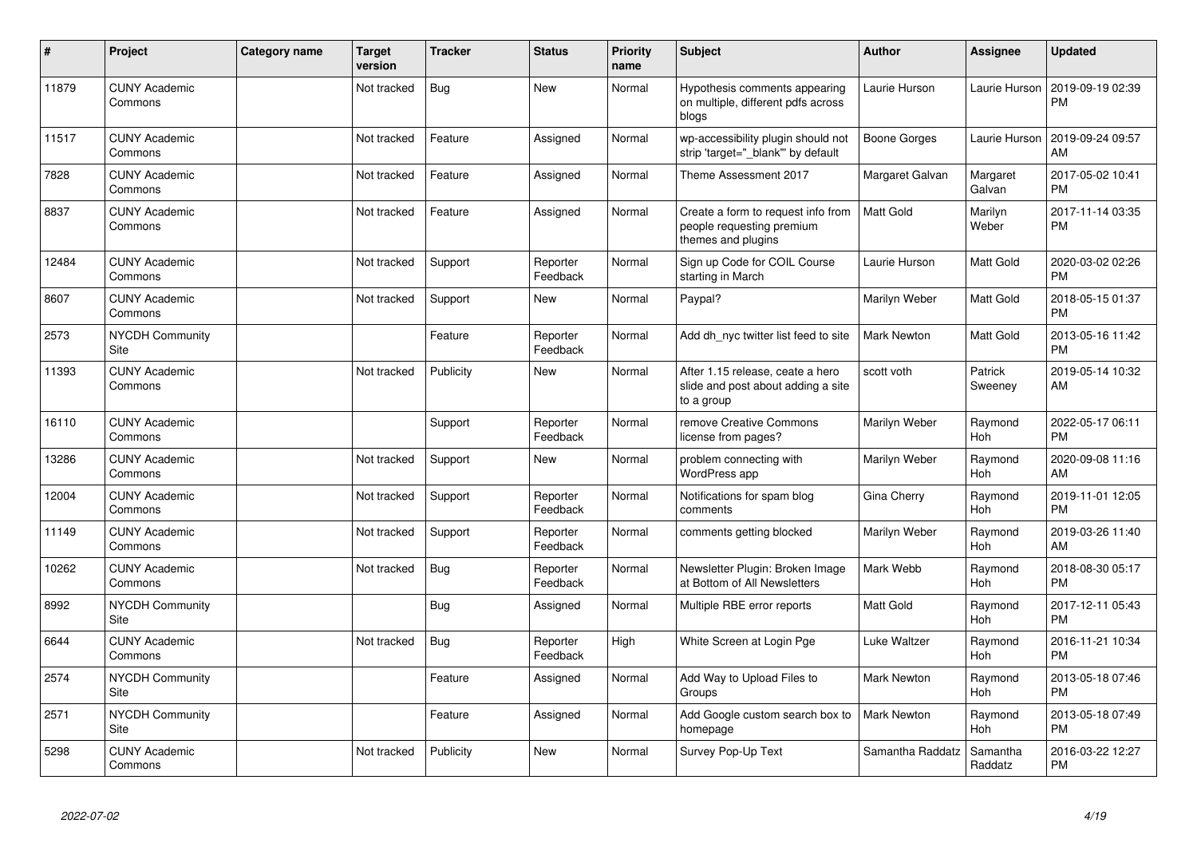| # | Project | Category name | Target version | Tracker | Status | Priority name | Subject | Author | Assignee | Updated |
|---|---|---|---|---|---|---|---|---|---|---|
| 11879 | CUNY Academic Commons | | Not tracked | Bug | New | Normal | Hypothesis comments appearing on multiple, different pdfs across blogs | Laurie Hurson | Laurie Hurson | 2019-09-19 02:39 PM |
| 11517 | CUNY Academic Commons | | Not tracked | Feature | Assigned | Normal | wp-accessibility plugin should not strip 'target="_blank"' by default | Boone Gorges | Laurie Hurson | 2019-09-24 09:57 AM |
| 7828 | CUNY Academic Commons | | Not tracked | Feature | Assigned | Normal | Theme Assessment 2017 | Margaret Galvan | Margaret Galvan | 2017-05-02 10:41 PM |
| 8837 | CUNY Academic Commons | | Not tracked | Feature | Assigned | Normal | Create a form to request info from people requesting premium themes and plugins | Matt Gold | Marilyn Weber | 2017-11-14 03:35 PM |
| 12484 | CUNY Academic Commons | | Not tracked | Support | Reporter Feedback | Normal | Sign up Code for COIL Course starting in March | Laurie Hurson | Matt Gold | 2020-03-02 02:26 PM |
| 8607 | CUNY Academic Commons | | Not tracked | Support | New | Normal | Paypal? | Marilyn Weber | Matt Gold | 2018-05-15 01:37 PM |
| 2573 | NYCDH Community Site | | | Feature | Reporter Feedback | Normal | Add dh_nyc twitter list feed to site | Mark Newton | Matt Gold | 2013-05-16 11:42 PM |
| 11393 | CUNY Academic Commons | | Not tracked | Publicity | New | Normal | After 1.15 release, ceate a hero slide and post about adding a site to a group | scott voth | Patrick Sweeney | 2019-05-14 10:32 AM |
| 16110 | CUNY Academic Commons | | | Support | Reporter Feedback | Normal | remove Creative Commons license from pages? | Marilyn Weber | Raymond Hoh | 2022-05-17 06:11 PM |
| 13286 | CUNY Academic Commons | | Not tracked | Support | New | Normal | problem connecting with WordPress app | Marilyn Weber | Raymond Hoh | 2020-09-08 11:16 AM |
| 12004 | CUNY Academic Commons | | Not tracked | Support | Reporter Feedback | Normal | Notifications for spam blog comments | Gina Cherry | Raymond Hoh | 2019-11-01 12:05 PM |
| 11149 | CUNY Academic Commons | | Not tracked | Support | Reporter Feedback | Normal | comments getting blocked | Marilyn Weber | Raymond Hoh | 2019-03-26 11:40 AM |
| 10262 | CUNY Academic Commons | | Not tracked | Bug | Reporter Feedback | Normal | Newsletter Plugin: Broken Image at Bottom of All Newsletters | Mark Webb | Raymond Hoh | 2018-08-30 05:17 PM |
| 8992 | NYCDH Community Site | | | Bug | Assigned | Normal | Multiple RBE error reports | Matt Gold | Raymond Hoh | 2017-12-11 05:43 PM |
| 6644 | CUNY Academic Commons | | Not tracked | Bug | Reporter Feedback | High | White Screen at Login Pge | Luke Waltzer | Raymond Hoh | 2016-11-21 10:34 PM |
| 2574 | NYCDH Community Site | | | Feature | Assigned | Normal | Add Way to Upload Files to Groups | Mark Newton | Raymond Hoh | 2013-05-18 07:46 PM |
| 2571 | NYCDH Community Site | | | Feature | Assigned | Normal | Add Google custom search box to homepage | Mark Newton | Raymond Hoh | 2013-05-18 07:49 PM |
| 5298 | CUNY Academic Commons | | Not tracked | Publicity | New | Normal | Survey Pop-Up Text | Samantha Raddatz | Samantha Raddatz | 2016-03-22 12:27 PM |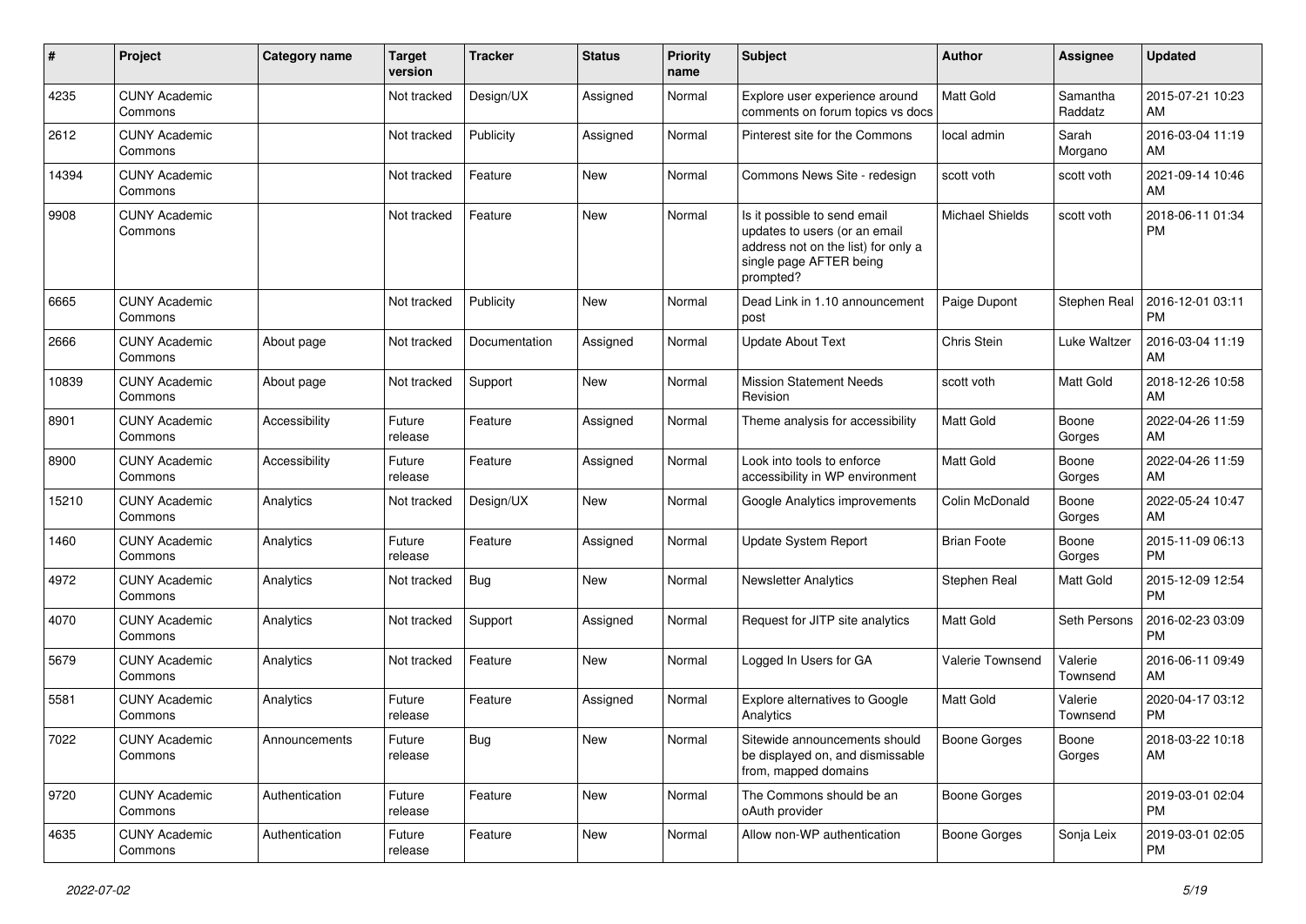| # | Project | Category name | Target version | Tracker | Status | Priority name | Subject | Author | Assignee | Updated |
|---|---|---|---|---|---|---|---|---|---|---|
| 4235 | CUNY Academic Commons | | Not tracked | Design/UX | Assigned | Normal | Explore user experience around comments on forum topics vs docs | Matt Gold | Samantha Raddatz | 2015-07-21 10:23 AM |
| 2612 | CUNY Academic Commons | | Not tracked | Publicity | Assigned | Normal | Pinterest site for the Commons | local admin | Sarah Morgano | 2016-03-04 11:19 AM |
| 14394 | CUNY Academic Commons | | Not tracked | Feature | New | Normal | Commons News Site - redesign | scott voth | scott voth | 2021-09-14 10:46 AM |
| 9908 | CUNY Academic Commons | | Not tracked | Feature | New | Normal | Is it possible to send email updates to users (or an email address not on the list) for only a single page AFTER being prompted? | Michael Shields | scott voth | 2018-06-11 01:34 PM |
| 6665 | CUNY Academic Commons | | Not tracked | Publicity | New | Normal | Dead Link in 1.10 announcement post | Paige Dupont | Stephen Real | 2016-12-01 03:11 PM |
| 2666 | CUNY Academic Commons | About page | Not tracked | Documentation | Assigned | Normal | Update About Text | Chris Stein | Luke Waltzer | 2016-03-04 11:19 AM |
| 10839 | CUNY Academic Commons | About page | Not tracked | Support | New | Normal | Mission Statement Needs Revision | scott voth | Matt Gold | 2018-12-26 10:58 AM |
| 8901 | CUNY Academic Commons | Accessibility | Future release | Feature | Assigned | Normal | Theme analysis for accessibility | Matt Gold | Boone Gorges | 2022-04-26 11:59 AM |
| 8900 | CUNY Academic Commons | Accessibility | Future release | Feature | Assigned | Normal | Look into tools to enforce accessibility in WP environment | Matt Gold | Boone Gorges | 2022-04-26 11:59 AM |
| 15210 | CUNY Academic Commons | Analytics | Not tracked | Design/UX | New | Normal | Google Analytics improvements | Colin McDonald | Boone Gorges | 2022-05-24 10:47 AM |
| 1460 | CUNY Academic Commons | Analytics | Future release | Feature | Assigned | Normal | Update System Report | Brian Foote | Boone Gorges | 2015-11-09 06:13 PM |
| 4972 | CUNY Academic Commons | Analytics | Not tracked | Bug | New | Normal | Newsletter Analytics | Stephen Real | Matt Gold | 2015-12-09 12:54 PM |
| 4070 | CUNY Academic Commons | Analytics | Not tracked | Support | Assigned | Normal | Request for JITP site analytics | Matt Gold | Seth Persons | 2016-02-23 03:09 PM |
| 5679 | CUNY Academic Commons | Analytics | Not tracked | Feature | New | Normal | Logged In Users for GA | Valerie Townsend | Valerie Townsend | 2016-06-11 09:49 AM |
| 5581 | CUNY Academic Commons | Analytics | Future release | Feature | Assigned | Normal | Explore alternatives to Google Analytics | Matt Gold | Valerie Townsend | 2020-04-17 03:12 PM |
| 7022 | CUNY Academic Commons | Announcements | Future release | Bug | New | Normal | Sitewide announcements should be displayed on, and dismissable from, mapped domains | Boone Gorges | Boone Gorges | 2018-03-22 10:18 AM |
| 9720 | CUNY Academic Commons | Authentication | Future release | Feature | New | Normal | The Commons should be an oAuth provider | Boone Gorges | | 2019-03-01 02:04 PM |
| 4635 | CUNY Academic Commons | Authentication | Future release | Feature | New | Normal | Allow non-WP authentication | Boone Gorges | Sonja Leix | 2019-03-01 02:05 PM |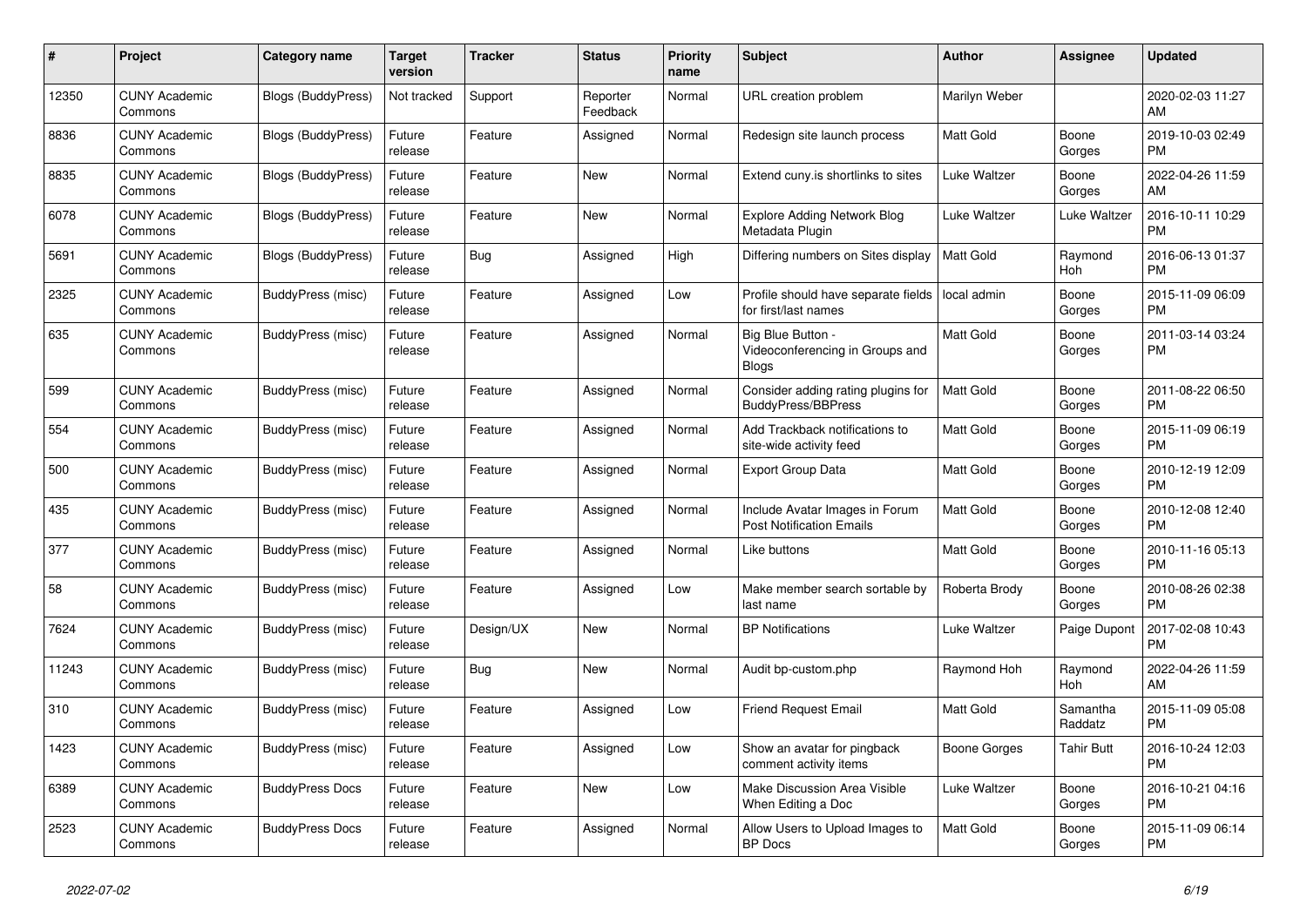| # | Project | Category name | Target version | Tracker | Status | Priority name | Subject | Author | Assignee | Updated |
|---|---|---|---|---|---|---|---|---|---|---|
| 12350 | CUNY Academic Commons | Blogs (BuddyPress) | Not tracked | Support | Reporter Feedback | Normal | URL creation problem | Marilyn Weber | | 2020-02-03 11:27 AM |
| 8836 | CUNY Academic Commons | Blogs (BuddyPress) | Future release | Feature | Assigned | Normal | Redesign site launch process | Matt Gold | Boone Gorges | 2019-10-03 02:49 PM |
| 8835 | CUNY Academic Commons | Blogs (BuddyPress) | Future release | Feature | New | Normal | Extend cuny.is shortlinks to sites | Luke Waltzer | Boone Gorges | 2022-04-26 11:59 AM |
| 6078 | CUNY Academic Commons | Blogs (BuddyPress) | Future release | Feature | New | Normal | Explore Adding Network Blog Metadata Plugin | Luke Waltzer | Luke Waltzer | 2016-10-11 10:29 PM |
| 5691 | CUNY Academic Commons | Blogs (BuddyPress) | Future release | Bug | Assigned | High | Differing numbers on Sites display | Matt Gold | Raymond Hoh | 2016-06-13 01:37 PM |
| 2325 | CUNY Academic Commons | BuddyPress (misc) | Future release | Feature | Assigned | Low | Profile should have separate fields for first/last names | local admin | Boone Gorges | 2015-11-09 06:09 PM |
| 635 | CUNY Academic Commons | BuddyPress (misc) | Future release | Feature | Assigned | Normal | Big Blue Button - Videoconferencing in Groups and Blogs | Matt Gold | Boone Gorges | 2011-03-14 03:24 PM |
| 599 | CUNY Academic Commons | BuddyPress (misc) | Future release | Feature | Assigned | Normal | Consider adding rating plugins for BuddyPress/BBPress | Matt Gold | Boone Gorges | 2011-08-22 06:50 PM |
| 554 | CUNY Academic Commons | BuddyPress (misc) | Future release | Feature | Assigned | Normal | Add Trackback notifications to site-wide activity feed | Matt Gold | Boone Gorges | 2015-11-09 06:19 PM |
| 500 | CUNY Academic Commons | BuddyPress (misc) | Future release | Feature | Assigned | Normal | Export Group Data | Matt Gold | Boone Gorges | 2010-12-19 12:09 PM |
| 435 | CUNY Academic Commons | BuddyPress (misc) | Future release | Feature | Assigned | Normal | Include Avatar Images in Forum Post Notification Emails | Matt Gold | Boone Gorges | 2010-12-08 12:40 PM |
| 377 | CUNY Academic Commons | BuddyPress (misc) | Future release | Feature | Assigned | Normal | Like buttons | Matt Gold | Boone Gorges | 2010-11-16 05:13 PM |
| 58 | CUNY Academic Commons | BuddyPress (misc) | Future release | Feature | Assigned | Low | Make member search sortable by last name | Roberta Brody | Boone Gorges | 2010-08-26 02:38 PM |
| 7624 | CUNY Academic Commons | BuddyPress (misc) | Future release | Design/UX | New | Normal | BP Notifications | Luke Waltzer | Paige Dupont | 2017-02-08 10:43 PM |
| 11243 | CUNY Academic Commons | BuddyPress (misc) | Future release | Bug | New | Normal | Audit bp-custom.php | Raymond Hoh | Raymond Hoh | 2022-04-26 11:59 AM |
| 310 | CUNY Academic Commons | BuddyPress (misc) | Future release | Feature | Assigned | Low | Friend Request Email | Matt Gold | Samantha Raddatz | 2015-11-09 05:08 PM |
| 1423 | CUNY Academic Commons | BuddyPress (misc) | Future release | Feature | Assigned | Low | Show an avatar for pingback comment activity items | Boone Gorges | Tahir Butt | 2016-10-24 12:03 PM |
| 6389 | CUNY Academic Commons | BuddyPress Docs | Future release | Feature | New | Low | Make Discussion Area Visible When Editing a Doc | Luke Waltzer | Boone Gorges | 2016-10-21 04:16 PM |
| 2523 | CUNY Academic Commons | BuddyPress Docs | Future release | Feature | Assigned | Normal | Allow Users to Upload Images to BP Docs | Matt Gold | Boone Gorges | 2015-11-09 06:14 PM |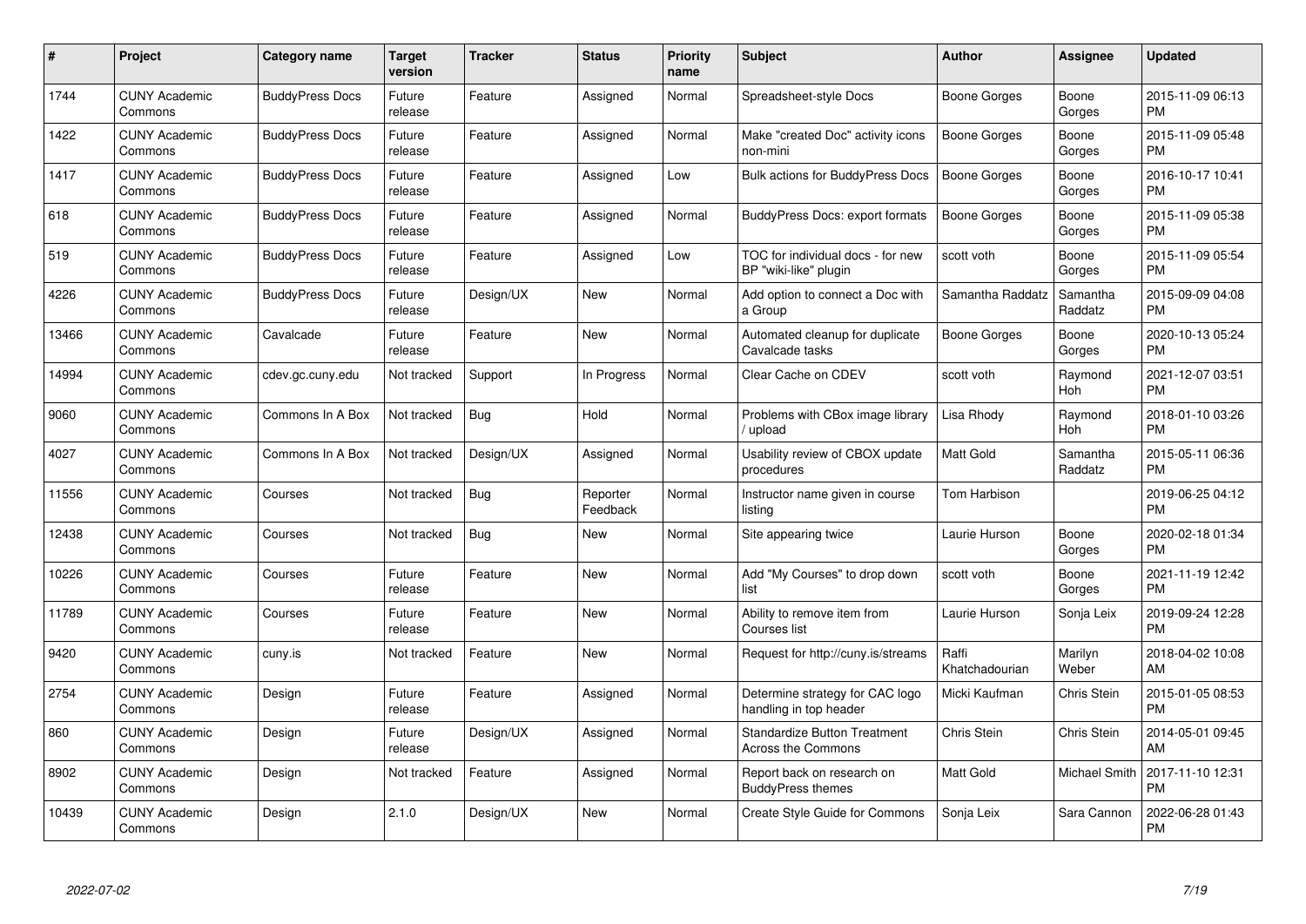| # | Project | Category name | Target version | Tracker | Status | Priority name | Subject | Author | Assignee | Updated |
|---|---|---|---|---|---|---|---|---|---|---|
| 1744 | CUNY Academic Commons | BuddyPress Docs | Future release | Feature | Assigned | Normal | Spreadsheet-style Docs | Boone Gorges | Boone Gorges | 2015-11-09 06:13 PM |
| 1422 | CUNY Academic Commons | BuddyPress Docs | Future release | Feature | Assigned | Normal | Make "created Doc" activity icons non-mini | Boone Gorges | Boone Gorges | 2015-11-09 05:48 PM |
| 1417 | CUNY Academic Commons | BuddyPress Docs | Future release | Feature | Assigned | Low | Bulk actions for BuddyPress Docs | Boone Gorges | Boone Gorges | 2016-10-17 10:41 PM |
| 618 | CUNY Academic Commons | BuddyPress Docs | Future release | Feature | Assigned | Normal | BuddyPress Docs: export formats | Boone Gorges | Boone Gorges | 2015-11-09 05:38 PM |
| 519 | CUNY Academic Commons | BuddyPress Docs | Future release | Feature | Assigned | Low | TOC for individual docs - for new BP "wiki-like" plugin | scott voth | Boone Gorges | 2015-11-09 05:54 PM |
| 4226 | CUNY Academic Commons | BuddyPress Docs | Future release | Design/UX | New | Normal | Add option to connect a Doc with a Group | Samantha Raddatz | Samantha Raddatz | 2015-09-09 04:08 PM |
| 13466 | CUNY Academic Commons | Cavalcade | Future release | Feature | New | Normal | Automated cleanup for duplicate Cavalcade tasks | Boone Gorges | Boone Gorges | 2020-10-13 05:24 PM |
| 14994 | CUNY Academic Commons | cdev.gc.cuny.edu | Not tracked | Support | In Progress | Normal | Clear Cache on CDEV | scott voth | Raymond Hoh | 2021-12-07 03:51 PM |
| 9060 | CUNY Academic Commons | Commons In A Box | Not tracked | Bug | Hold | Normal | Problems with CBox image library / upload | Lisa Rhody | Raymond Hoh | 2018-01-10 03:26 PM |
| 4027 | CUNY Academic Commons | Commons In A Box | Not tracked | Design/UX | Assigned | Normal | Usability review of CBOX update procedures | Matt Gold | Samantha Raddatz | 2015-05-11 06:36 PM |
| 11556 | CUNY Academic Commons | Courses | Not tracked | Bug | Reporter Feedback | Normal | Instructor name given in course listing | Tom Harbison | | 2019-06-25 04:12 PM |
| 12438 | CUNY Academic Commons | Courses | Not tracked | Bug | New | Normal | Site appearing twice | Laurie Hurson | Boone Gorges | 2020-02-18 01:34 PM |
| 10226 | CUNY Academic Commons | Courses | Future release | Feature | New | Normal | Add "My Courses" to drop down list | scott voth | Boone Gorges | 2021-11-19 12:42 PM |
| 11789 | CUNY Academic Commons | Courses | Future release | Feature | New | Normal | Ability to remove item from Courses list | Laurie Hurson | Sonja Leix | 2019-09-24 12:28 PM |
| 9420 | CUNY Academic Commons | cuny.is | Not tracked | Feature | New | Normal | Request for http://cuny.is/streams | Raffi Khatchadourian | Marilyn Weber | 2018-04-02 10:08 AM |
| 2754 | CUNY Academic Commons | Design | Future release | Feature | Assigned | Normal | Determine strategy for CAC logo handling in top header | Micki Kaufman | Chris Stein | 2015-01-05 08:53 PM |
| 860 | CUNY Academic Commons | Design | Future release | Design/UX | Assigned | Normal | Standardize Button Treatment Across the Commons | Chris Stein | Chris Stein | 2014-05-01 09:45 AM |
| 8902 | CUNY Academic Commons | Design | Not tracked | Feature | Assigned | Normal | Report back on research on BuddyPress themes | Matt Gold | Michael Smith | 2017-11-10 12:31 PM |
| 10439 | CUNY Academic Commons | Design | 2.1.0 | Design/UX | New | Normal | Create Style Guide for Commons | Sonja Leix | Sara Cannon | 2022-06-28 01:43 PM |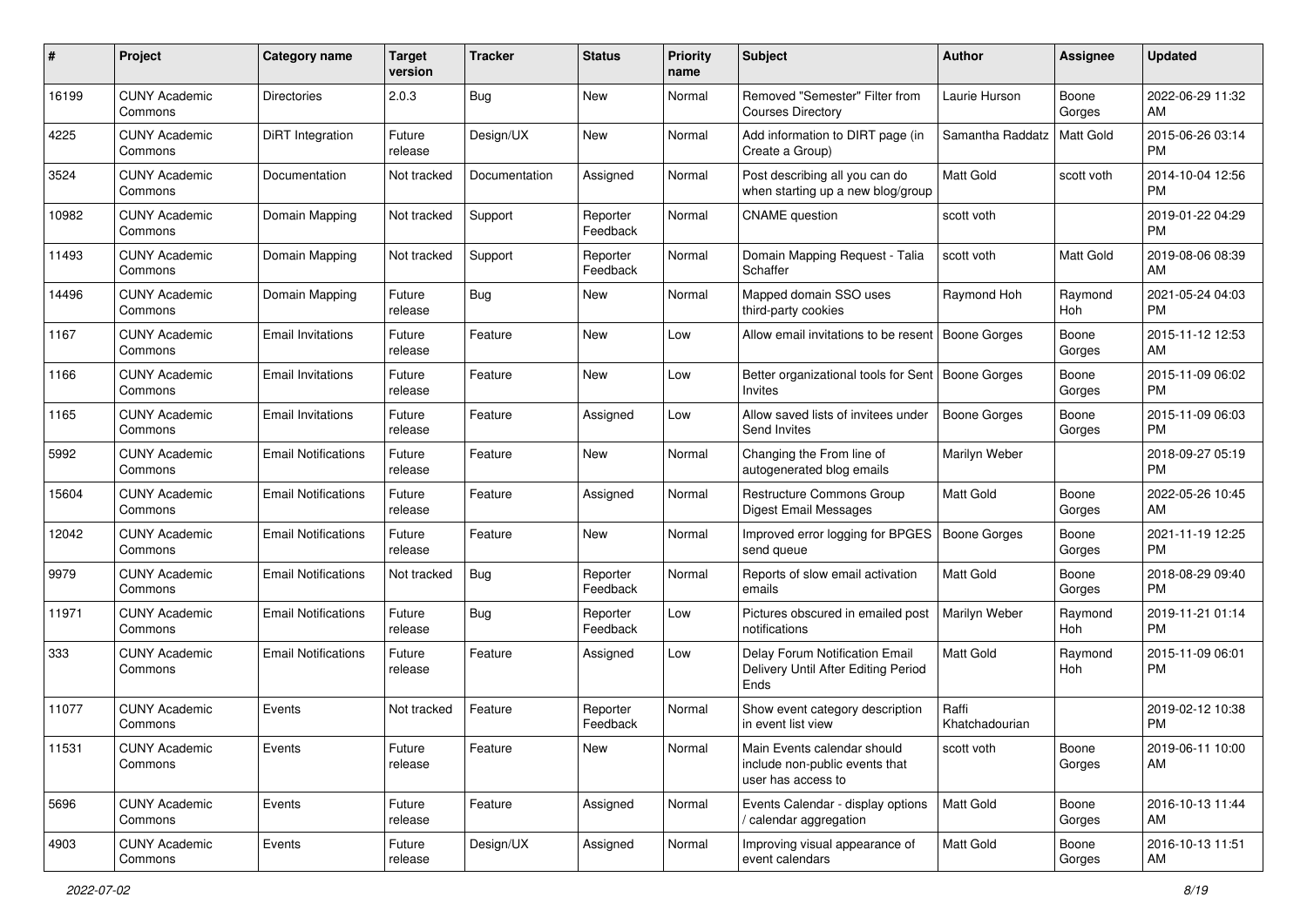| # | Project | Category name | Target version | Tracker | Status | Priority name | Subject | Author | Assignee | Updated |
|---|---|---|---|---|---|---|---|---|---|---|
| 16199 | CUNY Academic Commons | Directories | 2.0.3 | Bug | New | Normal | Removed "Semester" Filter from Courses Directory | Laurie Hurson | Boone Gorges | 2022-06-29 11:32 AM |
| 4225 | CUNY Academic Commons | DiRT Integration | Future release | Design/UX | New | Normal | Add information to DIRT page (in Create a Group) | Samantha Raddatz | Matt Gold | 2015-06-26 03:14 PM |
| 3524 | CUNY Academic Commons | Documentation | Not tracked | Documentation | Assigned | Normal | Post describing all you can do when starting up a new blog/group | Matt Gold | scott voth | 2014-10-04 12:56 PM |
| 10982 | CUNY Academic Commons | Domain Mapping | Not tracked | Support | Reporter Feedback | Normal | CNAME question | scott voth | | 2019-01-22 04:29 PM |
| 11493 | CUNY Academic Commons | Domain Mapping | Not tracked | Support | Reporter Feedback | Normal | Domain Mapping Request - Talia Schaffer | scott voth | Matt Gold | 2019-08-06 08:39 AM |
| 14496 | CUNY Academic Commons | Domain Mapping | Future release | Bug | New | Normal | Mapped domain SSO uses third-party cookies | Raymond Hoh | Raymond Hoh | 2021-05-24 04:03 PM |
| 1167 | CUNY Academic Commons | Email Invitations | Future release | Feature | New | Low | Allow email invitations to be resent | Boone Gorges | Boone Gorges | 2015-11-12 12:53 AM |
| 1166 | CUNY Academic Commons | Email Invitations | Future release | Feature | New | Low | Better organizational tools for Sent Invites | Boone Gorges | Boone Gorges | 2015-11-09 06:02 PM |
| 1165 | CUNY Academic Commons | Email Invitations | Future release | Feature | Assigned | Low | Allow saved lists of invitees under Send Invites | Boone Gorges | Boone Gorges | 2015-11-09 06:03 PM |
| 5992 | CUNY Academic Commons | Email Notifications | Future release | Feature | New | Normal | Changing the From line of autogenerated blog emails | Marilyn Weber | | 2018-09-27 05:19 PM |
| 15604 | CUNY Academic Commons | Email Notifications | Future release | Feature | Assigned | Normal | Restructure Commons Group Digest Email Messages | Matt Gold | Boone Gorges | 2022-05-26 10:45 AM |
| 12042 | CUNY Academic Commons | Email Notifications | Future release | Feature | New | Normal | Improved error logging for BPGES send queue | Boone Gorges | Boone Gorges | 2021-11-19 12:25 PM |
| 9979 | CUNY Academic Commons | Email Notifications | Not tracked | Bug | Reporter Feedback | Normal | Reports of slow email activation emails | Matt Gold | Boone Gorges | 2018-08-29 09:40 PM |
| 11971 | CUNY Academic Commons | Email Notifications | Future release | Bug | Reporter Feedback | Low | Pictures obscured in emailed post notifications | Marilyn Weber | Raymond Hoh | 2019-11-21 01:14 PM |
| 333 | CUNY Academic Commons | Email Notifications | Future release | Feature | Assigned | Low | Delay Forum Notification Email Delivery Until After Editing Period Ends | Matt Gold | Raymond Hoh | 2015-11-09 06:01 PM |
| 11077 | CUNY Academic Commons | Events | Not tracked | Feature | Reporter Feedback | Normal | Show event category description in event list view | Raffi Khatchadourian | | 2019-02-12 10:38 PM |
| 11531 | CUNY Academic Commons | Events | Future release | Feature | New | Normal | Main Events calendar should include non-public events that user has access to | scott voth | Boone Gorges | 2019-06-11 10:00 AM |
| 5696 | CUNY Academic Commons | Events | Future release | Feature | Assigned | Normal | Events Calendar - display options / calendar aggregation | Matt Gold | Boone Gorges | 2016-10-13 11:44 AM |
| 4903 | CUNY Academic Commons | Events | Future release | Design/UX | Assigned | Normal | Improving visual appearance of event calendars | Matt Gold | Boone Gorges | 2016-10-13 11:51 AM |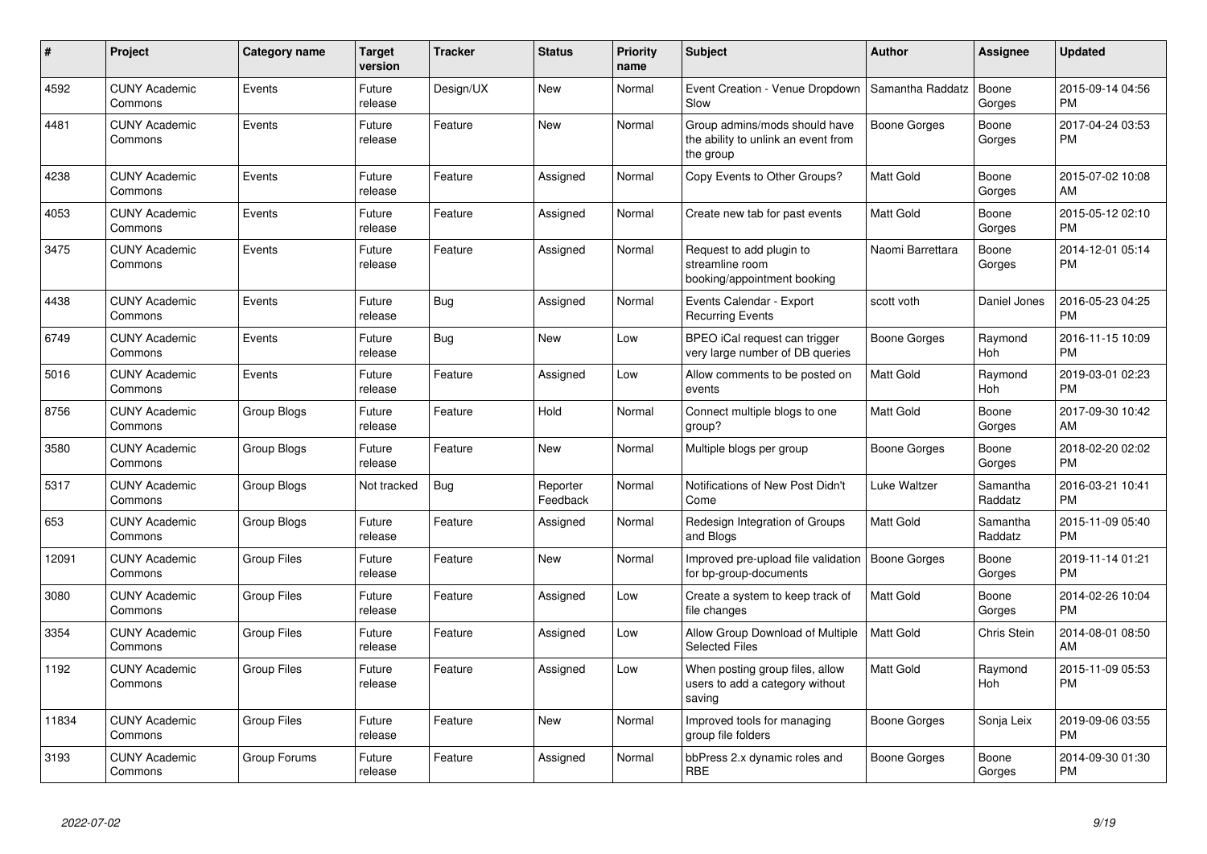| # | Project | Category name | Target version | Tracker | Status | Priority name | Subject | Author | Assignee | Updated |
|---|---|---|---|---|---|---|---|---|---|---|
| 4592 | CUNY Academic Commons | Events | Future release | Design/UX | New | Normal | Event Creation - Venue Dropdown Slow | Samantha Raddatz | Boone Gorges | 2015-09-14 04:56 PM |
| 4481 | CUNY Academic Commons | Events | Future release | Feature | New | Normal | Group admins/mods should have the ability to unlink an event from the group | Boone Gorges | Boone Gorges | 2017-04-24 03:53 PM |
| 4238 | CUNY Academic Commons | Events | Future release | Feature | Assigned | Normal | Copy Events to Other Groups? | Matt Gold | Boone Gorges | 2015-07-02 10:08 AM |
| 4053 | CUNY Academic Commons | Events | Future release | Feature | Assigned | Normal | Create new tab for past events | Matt Gold | Boone Gorges | 2015-05-12 02:10 PM |
| 3475 | CUNY Academic Commons | Events | Future release | Feature | Assigned | Normal | Request to add plugin to streamline room booking/appointment booking | Naomi Barrettara | Boone Gorges | 2014-12-01 05:14 PM |
| 4438 | CUNY Academic Commons | Events | Future release | Bug | Assigned | Normal | Events Calendar - Export Recurring Events | scott voth | Daniel Jones | 2016-05-23 04:25 PM |
| 6749 | CUNY Academic Commons | Events | Future release | Bug | New | Low | BPEO iCal request can trigger very large number of DB queries | Boone Gorges | Raymond Hoh | 2016-11-15 10:09 PM |
| 5016 | CUNY Academic Commons | Events | Future release | Feature | Assigned | Low | Allow comments to be posted on events | Matt Gold | Raymond Hoh | 2019-03-01 02:23 PM |
| 8756 | CUNY Academic Commons | Group Blogs | Future release | Feature | Hold | Normal | Connect multiple blogs to one group? | Matt Gold | Boone Gorges | 2017-09-30 10:42 AM |
| 3580 | CUNY Academic Commons | Group Blogs | Future release | Feature | New | Normal | Multiple blogs per group | Boone Gorges | Boone Gorges | 2018-02-20 02:02 PM |
| 5317 | CUNY Academic Commons | Group Blogs | Not tracked | Bug | Reporter Feedback | Normal | Notifications of New Post Didn't Come | Luke Waltzer | Samantha Raddatz | 2016-03-21 10:41 PM |
| 653 | CUNY Academic Commons | Group Blogs | Future release | Feature | Assigned | Normal | Redesign Integration of Groups and Blogs | Matt Gold | Samantha Raddatz | 2015-11-09 05:40 PM |
| 12091 | CUNY Academic Commons | Group Files | Future release | Feature | New | Normal | Improved pre-upload file validation for bp-group-documents | Boone Gorges | Boone Gorges | 2019-11-14 01:21 PM |
| 3080 | CUNY Academic Commons | Group Files | Future release | Feature | Assigned | Low | Create a system to keep track of file changes | Matt Gold | Boone Gorges | 2014-02-26 10:04 PM |
| 3354 | CUNY Academic Commons | Group Files | Future release | Feature | Assigned | Low | Allow Group Download of Multiple Selected Files | Matt Gold | Chris Stein | 2014-08-01 08:50 AM |
| 1192 | CUNY Academic Commons | Group Files | Future release | Feature | Assigned | Low | When posting group files, allow users to add a category without saving | Matt Gold | Raymond Hoh | 2015-11-09 05:53 PM |
| 11834 | CUNY Academic Commons | Group Files | Future release | Feature | New | Normal | Improved tools for managing group file folders | Boone Gorges | Sonja Leix | 2019-09-06 03:55 PM |
| 3193 | CUNY Academic Commons | Group Forums | Future release | Feature | Assigned | Normal | bbPress 2.x dynamic roles and RBE | Boone Gorges | Boone Gorges | 2014-09-30 01:30 PM |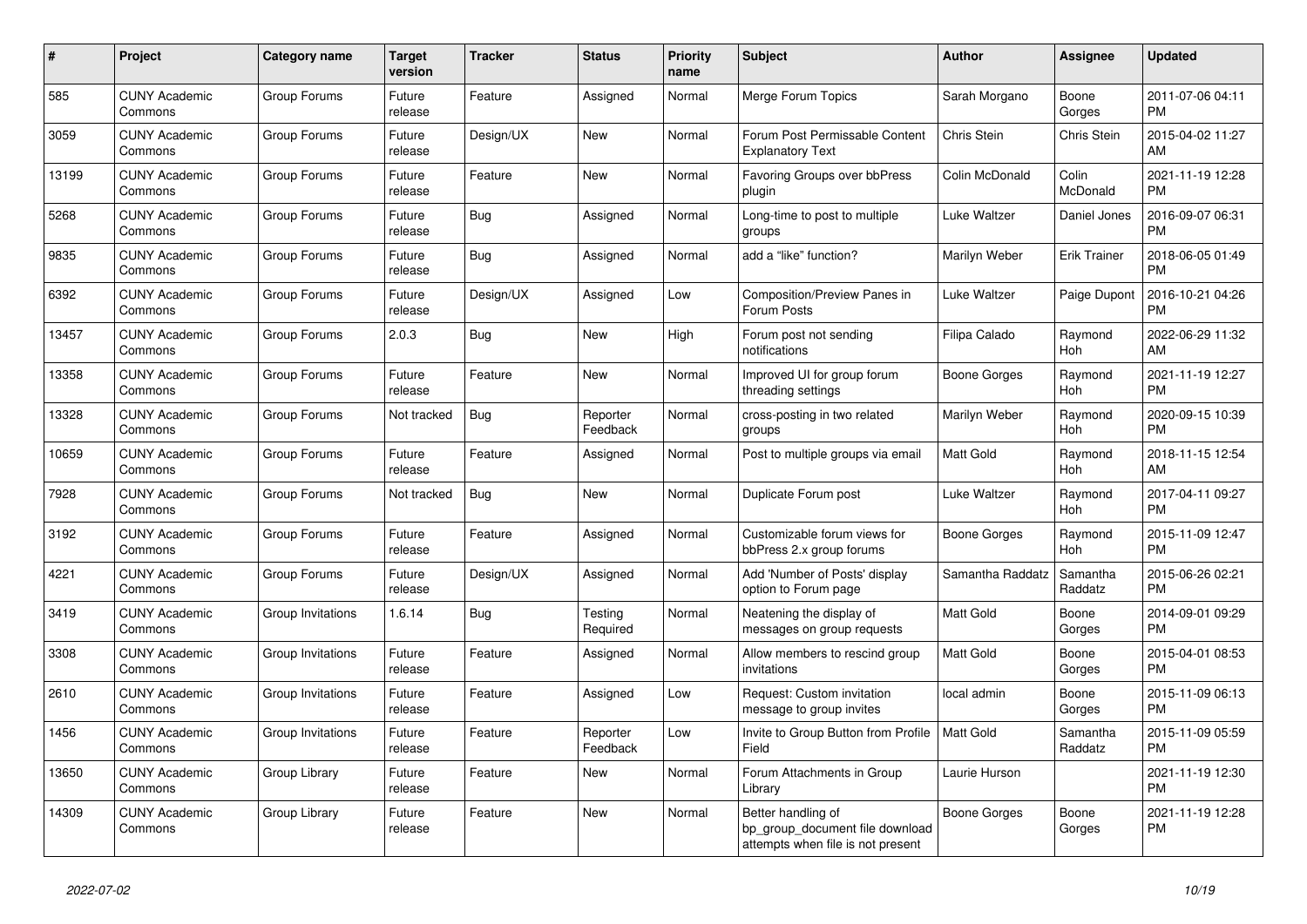| # | Project | Category name | Target version | Tracker | Status | Priority name | Subject | Author | Assignee | Updated |
|---|---|---|---|---|---|---|---|---|---|---|
| 585 | CUNY Academic Commons | Group Forums | Future release | Feature | Assigned | Normal | Merge Forum Topics | Sarah Morgano | Boone Gorges | 2011-07-06 04:11 PM |
| 3059 | CUNY Academic Commons | Group Forums | Future release | Design/UX | New | Normal | Forum Post Permissable Content Explanatory Text | Chris Stein | Chris Stein | 2015-04-02 11:27 AM |
| 13199 | CUNY Academic Commons | Group Forums | Future release | Feature | New | Normal | Favoring Groups over bbPress plugin | Colin McDonald | Colin McDonald | 2021-11-19 12:28 PM |
| 5268 | CUNY Academic Commons | Group Forums | Future release | Bug | Assigned | Normal | Long-time to post to multiple groups | Luke Waltzer | Daniel Jones | 2016-09-07 06:31 PM |
| 9835 | CUNY Academic Commons | Group Forums | Future release | Bug | Assigned | Normal | add a "like" function? | Marilyn Weber | Erik Trainer | 2018-06-05 01:49 PM |
| 6392 | CUNY Academic Commons | Group Forums | Future release | Design/UX | Assigned | Low | Composition/Preview Panes in Forum Posts | Luke Waltzer | Paige Dupont | 2016-10-21 04:26 PM |
| 13457 | CUNY Academic Commons | Group Forums | 2.0.3 | Bug | New | High | Forum post not sending notifications | Filipa Calado | Raymond Hoh | 2022-06-29 11:32 AM |
| 13358 | CUNY Academic Commons | Group Forums | Future release | Feature | New | Normal | Improved UI for group forum threading settings | Boone Gorges | Raymond Hoh | 2021-11-19 12:27 PM |
| 13328 | CUNY Academic Commons | Group Forums | Not tracked | Bug | Reporter Feedback | Normal | cross-posting in two related groups | Marilyn Weber | Raymond Hoh | 2020-09-15 10:39 PM |
| 10659 | CUNY Academic Commons | Group Forums | Future release | Feature | Assigned | Normal | Post to multiple groups via email | Matt Gold | Raymond Hoh | 2018-11-15 12:54 AM |
| 7928 | CUNY Academic Commons | Group Forums | Not tracked | Bug | New | Normal | Duplicate Forum post | Luke Waltzer | Raymond Hoh | 2017-04-11 09:27 PM |
| 3192 | CUNY Academic Commons | Group Forums | Future release | Feature | Assigned | Normal | Customizable forum views for bbPress 2.x group forums | Boone Gorges | Raymond Hoh | 2015-11-09 12:47 PM |
| 4221 | CUNY Academic Commons | Group Forums | Future release | Design/UX | Assigned | Normal | Add 'Number of Posts' display option to Forum page | Samantha Raddatz | Samantha Raddatz | 2015-06-26 02:21 PM |
| 3419 | CUNY Academic Commons | Group Invitations | 1.6.14 | Bug | Testing Required | Normal | Neatening the display of messages on group requests | Matt Gold | Boone Gorges | 2014-09-01 09:29 PM |
| 3308 | CUNY Academic Commons | Group Invitations | Future release | Feature | Assigned | Normal | Allow members to rescind group invitations | Matt Gold | Boone Gorges | 2015-04-01 08:53 PM |
| 2610 | CUNY Academic Commons | Group Invitations | Future release | Feature | Assigned | Low | Request: Custom invitation message to group invites | local admin | Boone Gorges | 2015-11-09 06:13 PM |
| 1456 | CUNY Academic Commons | Group Invitations | Future release | Feature | Reporter Feedback | Low | Invite to Group Button from Profile Field | Matt Gold | Samantha Raddatz | 2015-11-09 05:59 PM |
| 13650 | CUNY Academic Commons | Group Library | Future release | Feature | New | Normal | Forum Attachments in Group Library | Laurie Hurson | | 2021-11-19 12:30 PM |
| 14309 | CUNY Academic Commons | Group Library | Future release | Feature | New | Normal | Better handling of bp_group_document file download attempts when file is not present | Boone Gorges | Boone Gorges | 2021-11-19 12:28 PM |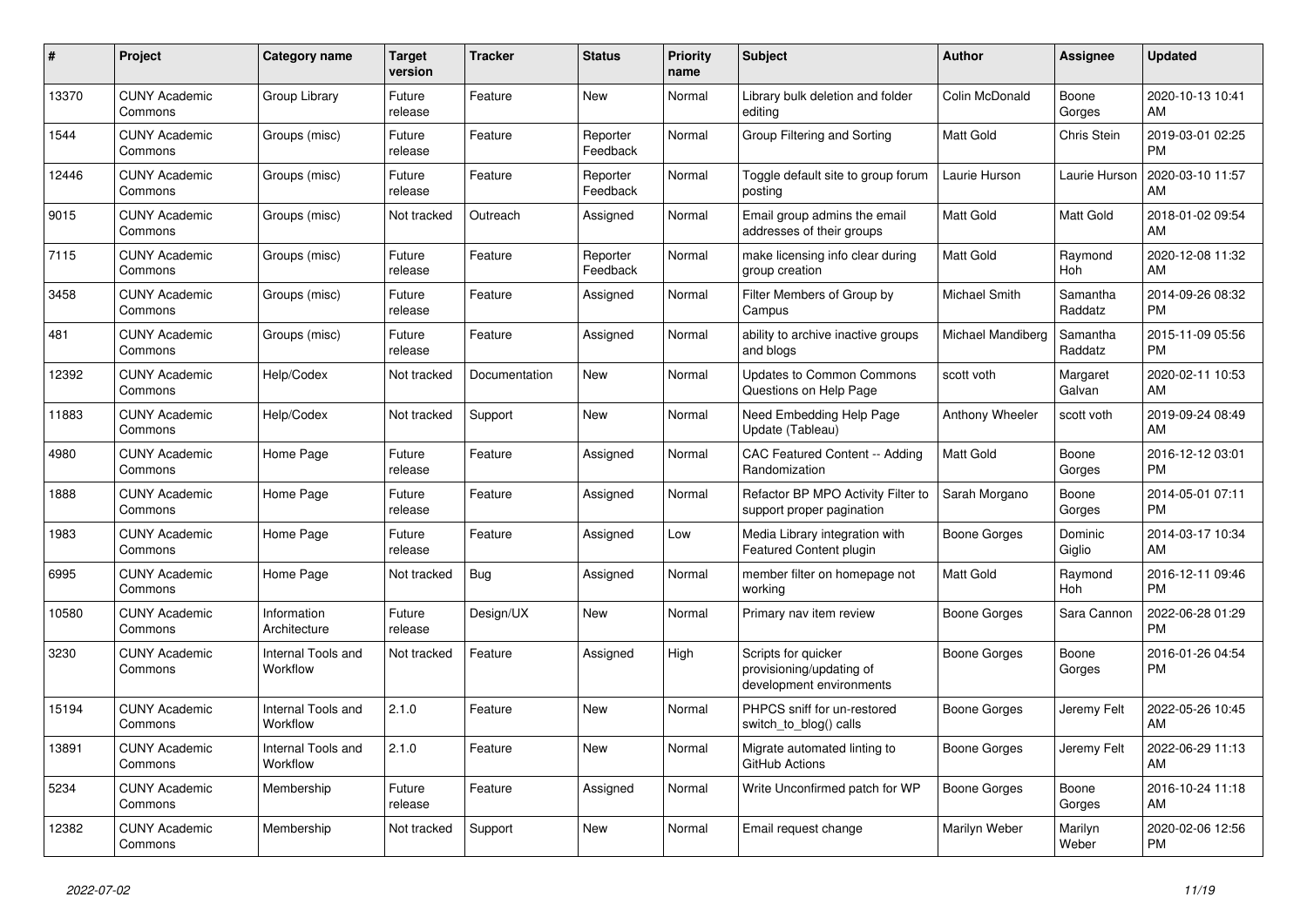| # | Project | Category name | Target version | Tracker | Status | Priority name | Subject | Author | Assignee | Updated |
|---|---|---|---|---|---|---|---|---|---|---|
| 13370 | CUNY Academic Commons | Group Library | Future release | Feature | New | Normal | Library bulk deletion and folder editing | Colin McDonald | Boone Gorges | 2020-10-13 10:41 AM |
| 1544 | CUNY Academic Commons | Groups (misc) | Future release | Feature | Reporter Feedback | Normal | Group Filtering and Sorting | Matt Gold | Chris Stein | 2019-03-01 02:25 PM |
| 12446 | CUNY Academic Commons | Groups (misc) | Future release | Feature | Reporter Feedback | Normal | Toggle default site to group forum posting | Laurie Hurson | Laurie Hurson | 2020-03-10 11:57 AM |
| 9015 | CUNY Academic Commons | Groups (misc) | Not tracked | Outreach | Assigned | Normal | Email group admins the email addresses of their groups | Matt Gold | Matt Gold | 2018-01-02 09:54 AM |
| 7115 | CUNY Academic Commons | Groups (misc) | Future release | Feature | Reporter Feedback | Normal | make licensing info clear during group creation | Matt Gold | Raymond Hoh | 2020-12-08 11:32 AM |
| 3458 | CUNY Academic Commons | Groups (misc) | Future release | Feature | Assigned | Normal | Filter Members of Group by Campus | Michael Smith | Samantha Raddatz | 2014-09-26 08:32 PM |
| 481 | CUNY Academic Commons | Groups (misc) | Future release | Feature | Assigned | Normal | ability to archive inactive groups and blogs | Michael Mandiberg | Samantha Raddatz | 2015-11-09 05:56 PM |
| 12392 | CUNY Academic Commons | Help/Codex | Not tracked | Documentation | New | Normal | Updates to Common Commons Questions on Help Page | scott voth | Margaret Galvan | 2020-02-11 10:53 AM |
| 11883 | CUNY Academic Commons | Help/Codex | Not tracked | Support | New | Normal | Need Embedding Help Page Update (Tableau) | Anthony Wheeler | scott voth | 2019-09-24 08:49 AM |
| 4980 | CUNY Academic Commons | Home Page | Future release | Feature | Assigned | Normal | CAC Featured Content -- Adding Randomization | Matt Gold | Boone Gorges | 2016-12-12 03:01 PM |
| 1888 | CUNY Academic Commons | Home Page | Future release | Feature | Assigned | Normal | Refactor BP MPO Activity Filter to support proper pagination | Sarah Morgano | Boone Gorges | 2014-05-01 07:11 PM |
| 1983 | CUNY Academic Commons | Home Page | Future release | Feature | Assigned | Low | Media Library integration with Featured Content plugin | Boone Gorges | Dominic Giglio | 2014-03-17 10:34 AM |
| 6995 | CUNY Academic Commons | Home Page | Not tracked | Bug | Assigned | Normal | member filter on homepage not working | Matt Gold | Raymond Hoh | 2016-12-11 09:46 PM |
| 10580 | CUNY Academic Commons | Information Architecture | Future release | Design/UX | New | Normal | Primary nav item review | Boone Gorges | Sara Cannon | 2022-06-28 01:29 PM |
| 3230 | CUNY Academic Commons | Internal Tools and Workflow | Not tracked | Feature | Assigned | High | Scripts for quicker provisioning/updating of development environments | Boone Gorges | Boone Gorges | 2016-01-26 04:54 PM |
| 15194 | CUNY Academic Commons | Internal Tools and Workflow | 2.1.0 | Feature | New | Normal | PHPCS sniff for un-restored switch_to_blog() calls | Boone Gorges | Jeremy Felt | 2022-05-26 10:45 AM |
| 13891 | CUNY Academic Commons | Internal Tools and Workflow | 2.1.0 | Feature | New | Normal | Migrate automated linting to GitHub Actions | Boone Gorges | Jeremy Felt | 2022-06-29 11:13 AM |
| 5234 | CUNY Academic Commons | Membership | Future release | Feature | Assigned | Normal | Write Unconfirmed patch for WP | Boone Gorges | Boone Gorges | 2016-10-24 11:18 AM |
| 12382 | CUNY Academic Commons | Membership | Not tracked | Support | New | Normal | Email request change | Marilyn Weber | Marilyn Weber | 2020-02-06 12:56 PM |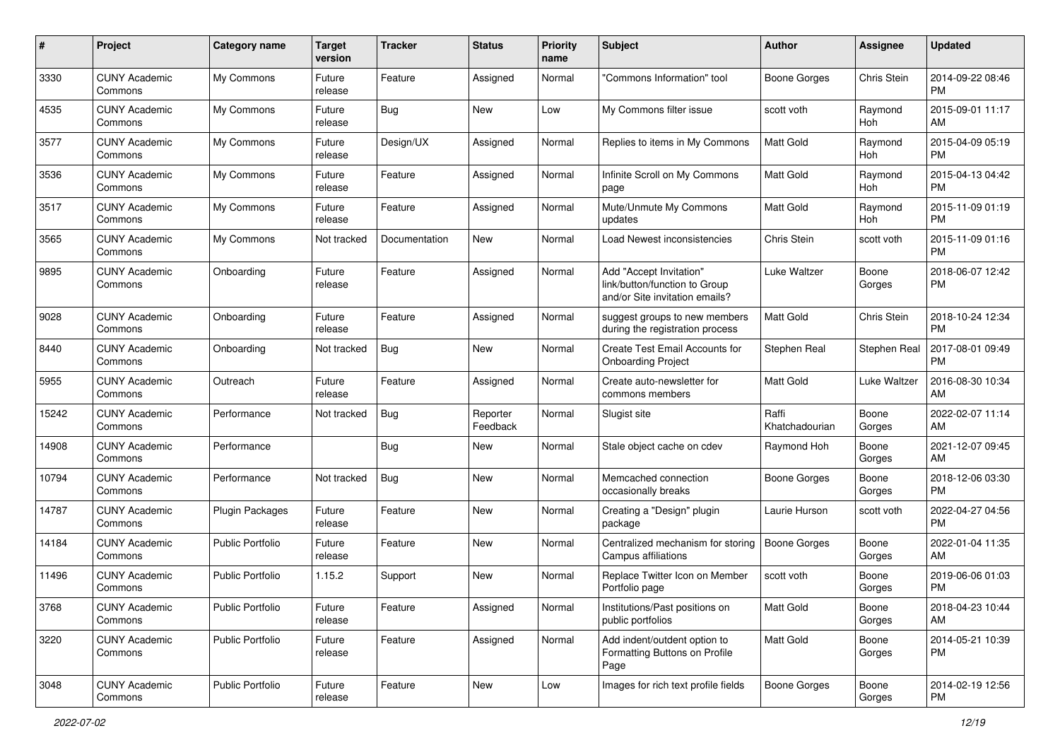| # | Project | Category name | Target version | Tracker | Status | Priority name | Subject | Author | Assignee | Updated |
|---|---|---|---|---|---|---|---|---|---|---|
| 3330 | CUNY Academic Commons | My Commons | Future release | Feature | Assigned | Normal | "Commons Information" tool | Boone Gorges | Chris Stein | 2014-09-22 08:46 PM |
| 4535 | CUNY Academic Commons | My Commons | Future release | Bug | New | Low | My Commons filter issue | scott voth | Raymond Hoh | 2015-09-01 11:17 AM |
| 3577 | CUNY Academic Commons | My Commons | Future release | Design/UX | Assigned | Normal | Replies to items in My Commons | Matt Gold | Raymond Hoh | 2015-04-09 05:19 PM |
| 3536 | CUNY Academic Commons | My Commons | Future release | Feature | Assigned | Normal | Infinite Scroll on My Commons page | Matt Gold | Raymond Hoh | 2015-04-13 04:42 PM |
| 3517 | CUNY Academic Commons | My Commons | Future release | Feature | Assigned | Normal | Mute/Unmute My Commons updates | Matt Gold | Raymond Hoh | 2015-11-09 01:19 PM |
| 3565 | CUNY Academic Commons | My Commons | Not tracked | Documentation | New | Normal | Load Newest inconsistencies | Chris Stein | scott voth | 2015-11-09 01:16 PM |
| 9895 | CUNY Academic Commons | Onboarding | Future release | Feature | Assigned | Normal | Add "Accept Invitation" link/button/function to Group and/or Site invitation emails? | Luke Waltzer | Boone Gorges | 2018-06-07 12:42 PM |
| 9028 | CUNY Academic Commons | Onboarding | Future release | Feature | Assigned | Normal | suggest groups to new members during the registration process | Matt Gold | Chris Stein | 2018-10-24 12:34 PM |
| 8440 | CUNY Academic Commons | Onboarding | Not tracked | Bug | New | Normal | Create Test Email Accounts for Onboarding Project | Stephen Real | Stephen Real | 2017-08-01 09:49 PM |
| 5955 | CUNY Academic Commons | Outreach | Future release | Feature | Assigned | Normal | Create auto-newsletter for commons members | Matt Gold | Luke Waltzer | 2016-08-30 10:34 AM |
| 15242 | CUNY Academic Commons | Performance | Not tracked | Bug | Reporter Feedback | Normal | Slugist site | Raffi Khatchadourian | Boone Gorges | 2022-02-07 11:14 AM |
| 14908 | CUNY Academic Commons | Performance | | Bug | New | Normal | Stale object cache on cdev | Raymond Hoh | Boone Gorges | 2021-12-07 09:45 AM |
| 10794 | CUNY Academic Commons | Performance | Not tracked | Bug | New | Normal | Memcached connection occasionally breaks | Boone Gorges | Boone Gorges | 2018-12-06 03:30 PM |
| 14787 | CUNY Academic Commons | Plugin Packages | Future release | Feature | New | Normal | Creating a "Design" plugin package | Laurie Hurson | scott voth | 2022-04-27 04:56 PM |
| 14184 | CUNY Academic Commons | Public Portfolio | Future release | Feature | New | Normal | Centralized mechanism for storing Campus affiliations | Boone Gorges | Boone Gorges | 2022-01-04 11:35 AM |
| 11496 | CUNY Academic Commons | Public Portfolio | 1.15.2 | Support | New | Normal | Replace Twitter Icon on Member Portfolio page | scott voth | Boone Gorges | 2019-06-06 01:03 PM |
| 3768 | CUNY Academic Commons | Public Portfolio | Future release | Feature | Assigned | Normal | Institutions/Past positions on public portfolios | Matt Gold | Boone Gorges | 2018-04-23 10:44 AM |
| 3220 | CUNY Academic Commons | Public Portfolio | Future release | Feature | Assigned | Normal | Add indent/outdent option to Formatting Buttons on Profile Page | Matt Gold | Boone Gorges | 2014-05-21 10:39 PM |
| 3048 | CUNY Academic Commons | Public Portfolio | Future release | Feature | New | Low | Images for rich text profile fields | Boone Gorges | Boone Gorges | 2014-02-19 12:56 PM |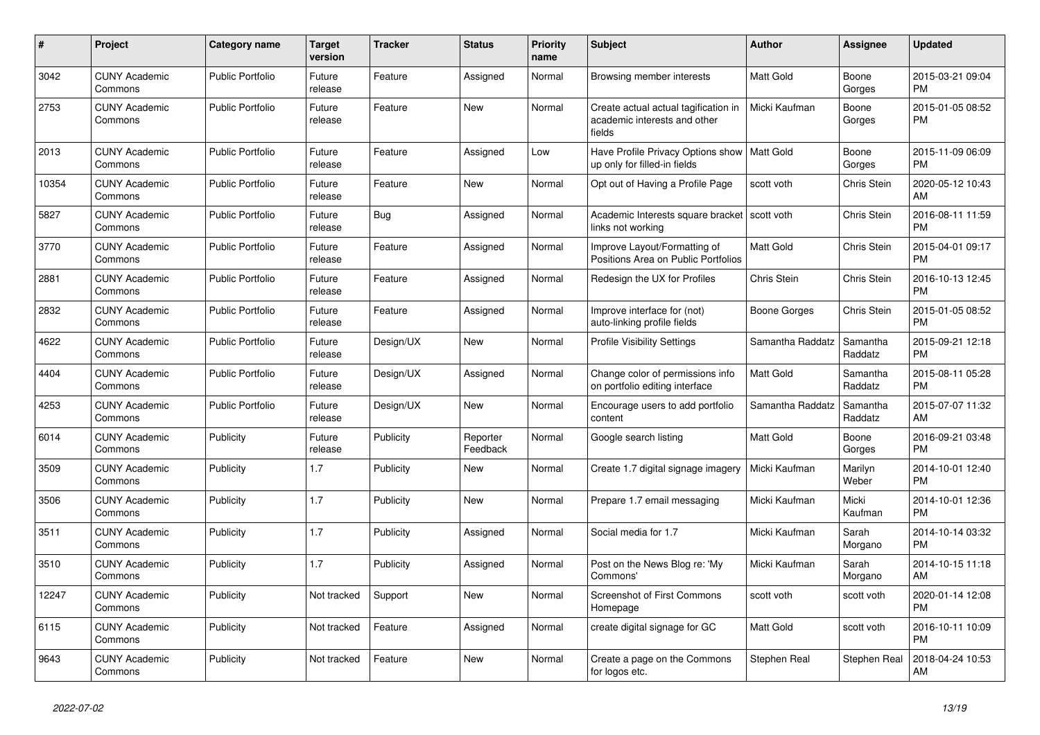| # | Project | Category name | Target version | Tracker | Status | Priority name | Subject | Author | Assignee | Updated |
|---|---|---|---|---|---|---|---|---|---|---|
| 3042 | CUNY Academic Commons | Public Portfolio | Future release | Feature | Assigned | Normal | Browsing member interests | Matt Gold | Boone Gorges | 2015-03-21 09:04 PM |
| 2753 | CUNY Academic Commons | Public Portfolio | Future release | Feature | New | Normal | Create actual actual tagification in academic interests and other fields | Micki Kaufman | Boone Gorges | 2015-01-05 08:52 PM |
| 2013 | CUNY Academic Commons | Public Portfolio | Future release | Feature | Assigned | Low | Have Profile Privacy Options show up only for filled-in fields | Matt Gold | Boone Gorges | 2015-11-09 06:09 PM |
| 10354 | CUNY Academic Commons | Public Portfolio | Future release | Feature | New | Normal | Opt out of Having a Profile Page | scott voth | Chris Stein | 2020-05-12 10:43 AM |
| 5827 | CUNY Academic Commons | Public Portfolio | Future release | Bug | Assigned | Normal | Academic Interests square bracket links not working | scott voth | Chris Stein | 2016-08-11 11:59 PM |
| 3770 | CUNY Academic Commons | Public Portfolio | Future release | Feature | Assigned | Normal | Improve Layout/Formatting of Positions Area on Public Portfolios | Matt Gold | Chris Stein | 2015-04-01 09:17 PM |
| 2881 | CUNY Academic Commons | Public Portfolio | Future release | Feature | Assigned | Normal | Redesign the UX for Profiles | Chris Stein | Chris Stein | 2016-10-13 12:45 PM |
| 2832 | CUNY Academic Commons | Public Portfolio | Future release | Feature | Assigned | Normal | Improve interface for (not) auto-linking profile fields | Boone Gorges | Chris Stein | 2015-01-05 08:52 PM |
| 4622 | CUNY Academic Commons | Public Portfolio | Future release | Design/UX | New | Normal | Profile Visibility Settings | Samantha Raddatz | Samantha Raddatz | 2015-09-21 12:18 PM |
| 4404 | CUNY Academic Commons | Public Portfolio | Future release | Design/UX | Assigned | Normal | Change color of permissions info on portfolio editing interface | Matt Gold | Samantha Raddatz | 2015-08-11 05:28 PM |
| 4253 | CUNY Academic Commons | Public Portfolio | Future release | Design/UX | New | Normal | Encourage users to add portfolio content | Samantha Raddatz | Samantha Raddatz | 2015-07-07 11:32 AM |
| 6014 | CUNY Academic Commons | Publicity | Future release | Publicity | Reporter Feedback | Normal | Google search listing | Matt Gold | Boone Gorges | 2016-09-21 03:48 PM |
| 3509 | CUNY Academic Commons | Publicity | 1.7 | Publicity | New | Normal | Create 1.7 digital signage imagery | Micki Kaufman | Marilyn Weber | 2014-10-01 12:40 PM |
| 3506 | CUNY Academic Commons | Publicity | 1.7 | Publicity | New | Normal | Prepare 1.7 email messaging | Micki Kaufman | Micki Kaufman | 2014-10-01 12:36 PM |
| 3511 | CUNY Academic Commons | Publicity | 1.7 | Publicity | Assigned | Normal | Social media for 1.7 | Micki Kaufman | Sarah Morgano | 2014-10-14 03:32 PM |
| 3510 | CUNY Academic Commons | Publicity | 1.7 | Publicity | Assigned | Normal | Post on the News Blog re: 'My Commons' | Micki Kaufman | Sarah Morgano | 2014-10-15 11:18 AM |
| 12247 | CUNY Academic Commons | Publicity | Not tracked | Support | New | Normal | Screenshot of First Commons Homepage | scott voth | scott voth | 2020-01-14 12:08 PM |
| 6115 | CUNY Academic Commons | Publicity | Not tracked | Feature | Assigned | Normal | create digital signage for GC | Matt Gold | scott voth | 2016-10-11 10:09 PM |
| 9643 | CUNY Academic Commons | Publicity | Not tracked | Feature | New | Normal | Create a page on the Commons for logos etc. | Stephen Real | Stephen Real | 2018-04-24 10:53 AM |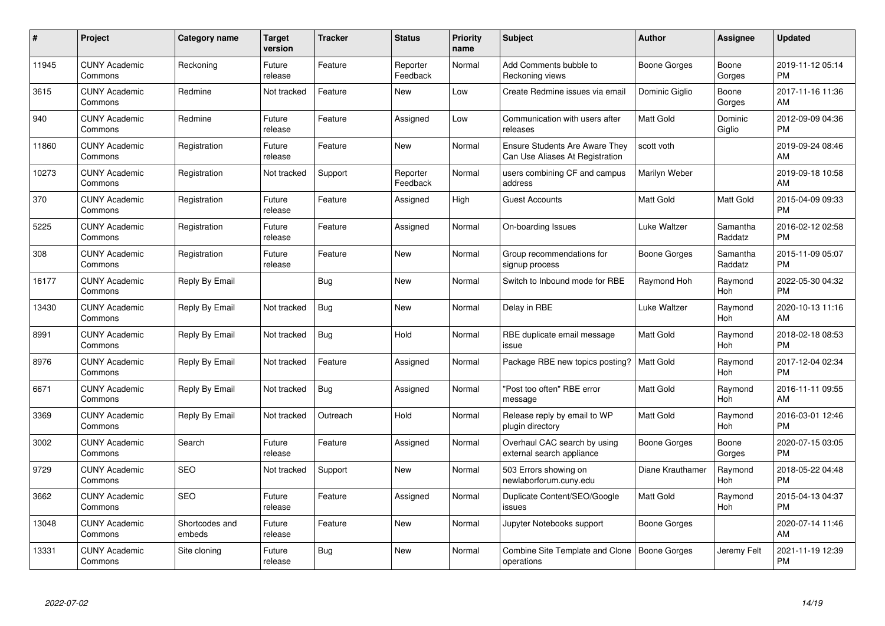| # | Project | Category name | Target version | Tracker | Status | Priority name | Subject | Author | Assignee | Updated |
|---|---|---|---|---|---|---|---|---|---|---|
| 11945 | CUNY Academic Commons | Reckoning | Future release | Feature | Reporter Feedback | Normal | Add Comments bubble to Reckoning views | Boone Gorges | Boone Gorges | 2019-11-12 05:14 PM |
| 3615 | CUNY Academic Commons | Redmine | Not tracked | Feature | New | Low | Create Redmine issues via email | Dominic Giglio | Boone Gorges | 2017-11-16 11:36 AM |
| 940 | CUNY Academic Commons | Redmine | Future release | Feature | Assigned | Low | Communication with users after releases | Matt Gold | Dominic Giglio | 2012-09-09 04:36 PM |
| 11860 | CUNY Academic Commons | Registration | Future release | Feature | New | Normal | Ensure Students Are Aware They Can Use Aliases At Registration | scott voth | | 2019-09-24 08:46 AM |
| 10273 | CUNY Academic Commons | Registration | Not tracked | Support | Reporter Feedback | Normal | users combining CF and campus address | Marilyn Weber | | 2019-09-18 10:58 AM |
| 370 | CUNY Academic Commons | Registration | Future release | Feature | Assigned | High | Guest Accounts | Matt Gold | Matt Gold | 2015-04-09 09:33 PM |
| 5225 | CUNY Academic Commons | Registration | Future release | Feature | Assigned | Normal | On-boarding Issues | Luke Waltzer | Samantha Raddatz | 2016-02-12 02:58 PM |
| 308 | CUNY Academic Commons | Registration | Future release | Feature | New | Normal | Group recommendations for signup process | Boone Gorges | Samantha Raddatz | 2015-11-09 05:07 PM |
| 16177 | CUNY Academic Commons | Reply By Email | | Bug | New | Normal | Switch to Inbound mode for RBE | Raymond Hoh | Raymond Hoh | 2022-05-30 04:32 PM |
| 13430 | CUNY Academic Commons | Reply By Email | Not tracked | Bug | New | Normal | Delay in RBE | Luke Waltzer | Raymond Hoh | 2020-10-13 11:16 AM |
| 8991 | CUNY Academic Commons | Reply By Email | Not tracked | Bug | Hold | Normal | RBE duplicate email message issue | Matt Gold | Raymond Hoh | 2018-02-18 08:53 PM |
| 8976 | CUNY Academic Commons | Reply By Email | Not tracked | Feature | Assigned | Normal | Package RBE new topics posting? | Matt Gold | Raymond Hoh | 2017-12-04 02:34 PM |
| 6671 | CUNY Academic Commons | Reply By Email | Not tracked | Bug | Assigned | Normal | "Post too often" RBE error message | Matt Gold | Raymond Hoh | 2016-11-11 09:55 AM |
| 3369 | CUNY Academic Commons | Reply By Email | Not tracked | Outreach | Hold | Normal | Release reply by email to WP plugin directory | Matt Gold | Raymond Hoh | 2016-03-01 12:46 PM |
| 3002 | CUNY Academic Commons | Search | Future release | Feature | Assigned | Normal | Overhaul CAC search by using external search appliance | Boone Gorges | Boone Gorges | 2020-07-15 03:05 PM |
| 9729 | CUNY Academic Commons | SEO | Not tracked | Support | New | Normal | 503 Errors showing on newlaborforum.cuny.edu | Diane Krauthamer | Raymond Hoh | 2018-05-22 04:48 PM |
| 3662 | CUNY Academic Commons | SEO | Future release | Feature | Assigned | Normal | Duplicate Content/SEO/Google issues | Matt Gold | Raymond Hoh | 2015-04-13 04:37 PM |
| 13048 | CUNY Academic Commons | Shortcodes and embeds | Future release | Feature | New | Normal | Jupyter Notebooks support | Boone Gorges | | 2020-07-14 11:46 AM |
| 13331 | CUNY Academic Commons | Site cloning | Future release | Bug | New | Normal | Combine Site Template and Clone operations | Boone Gorges | Jeremy Felt | 2021-11-19 12:39 PM |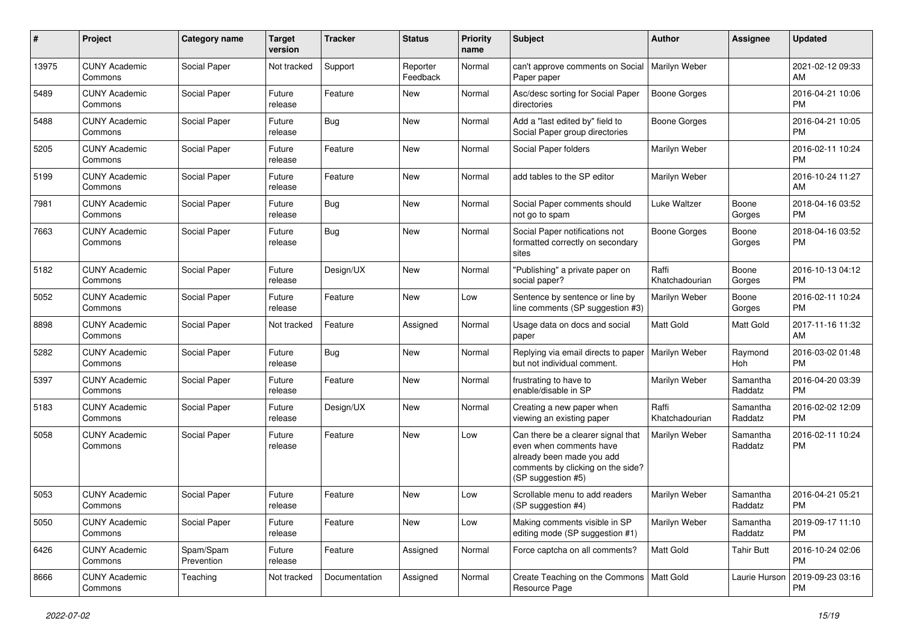| # | Project | Category name | Target version | Tracker | Status | Priority name | Subject | Author | Assignee | Updated |
|---|---|---|---|---|---|---|---|---|---|---|
| 13975 | CUNY Academic Commons | Social Paper | Not tracked | Support | Reporter Feedback | Normal | can't approve comments on Social Paper paper | Marilyn Weber | | 2021-02-12 09:33 AM |
| 5489 | CUNY Academic Commons | Social Paper | Future release | Feature | New | Normal | Asc/desc sorting for Social Paper directories | Boone Gorges | | 2016-04-21 10:06 PM |
| 5488 | CUNY Academic Commons | Social Paper | Future release | Bug | New | Normal | Add a "last edited by" field to Social Paper group directories | Boone Gorges | | 2016-04-21 10:05 PM |
| 5205 | CUNY Academic Commons | Social Paper | Future release | Feature | New | Normal | Social Paper folders | Marilyn Weber | | 2016-02-11 10:24 PM |
| 5199 | CUNY Academic Commons | Social Paper | Future release | Feature | New | Normal | add tables to the SP editor | Marilyn Weber | | 2016-10-24 11:27 AM |
| 7981 | CUNY Academic Commons | Social Paper | Future release | Bug | New | Normal | Social Paper comments should not go to spam | Luke Waltzer | Boone Gorges | 2018-04-16 03:52 PM |
| 7663 | CUNY Academic Commons | Social Paper | Future release | Bug | New | Normal | Social Paper notifications not formatted correctly on secondary sites | Boone Gorges | Boone Gorges | 2018-04-16 03:52 PM |
| 5182 | CUNY Academic Commons | Social Paper | Future release | Design/UX | New | Normal | "Publishing" a private paper on social paper? | Raffi Khatchadourian | Boone Gorges | 2016-10-13 04:12 PM |
| 5052 | CUNY Academic Commons | Social Paper | Future release | Feature | New | Low | Sentence by sentence or line by line comments (SP suggestion #3) | Marilyn Weber | Boone Gorges | 2016-02-11 10:24 PM |
| 8898 | CUNY Academic Commons | Social Paper | Not tracked | Feature | Assigned | Normal | Usage data on docs and social paper | Matt Gold | Matt Gold | 2017-11-16 11:32 AM |
| 5282 | CUNY Academic Commons | Social Paper | Future release | Bug | New | Normal | Replying via email directs to paper but not individual comment. | Marilyn Weber | Raymond Hoh | 2016-03-02 01:48 PM |
| 5397 | CUNY Academic Commons | Social Paper | Future release | Feature | New | Normal | frustrating to have to enable/disable in SP | Marilyn Weber | Samantha Raddatz | 2016-04-20 03:39 PM |
| 5183 | CUNY Academic Commons | Social Paper | Future release | Design/UX | New | Normal | Creating a new paper when viewing an existing paper | Raffi Khatchadourian | Samantha Raddatz | 2016-02-02 12:09 PM |
| 5058 | CUNY Academic Commons | Social Paper | Future release | Feature | New | Low | Can there be a clearer signal that even when comments have already been made you add comments by clicking on the side? (SP suggestion #5) | Marilyn Weber | Samantha Raddatz | 2016-02-11 10:24 PM |
| 5053 | CUNY Academic Commons | Social Paper | Future release | Feature | New | Low | Scrollable menu to add readers (SP suggestion #4) | Marilyn Weber | Samantha Raddatz | 2016-04-21 05:21 PM |
| 5050 | CUNY Academic Commons | Social Paper | Future release | Feature | New | Low | Making comments visible in SP editing mode (SP suggestion #1) | Marilyn Weber | Samantha Raddatz | 2019-09-17 11:10 PM |
| 6426 | CUNY Academic Commons | Spam/Spam Prevention | Future release | Feature | Assigned | Normal | Force captcha on all comments? | Matt Gold | Tahir Butt | 2016-10-24 02:06 PM |
| 8666 | CUNY Academic Commons | Teaching | Not tracked | Documentation | Assigned | Normal | Create Teaching on the Commons Resource Page | Matt Gold | Laurie Hurson | 2019-09-23 03:16 PM |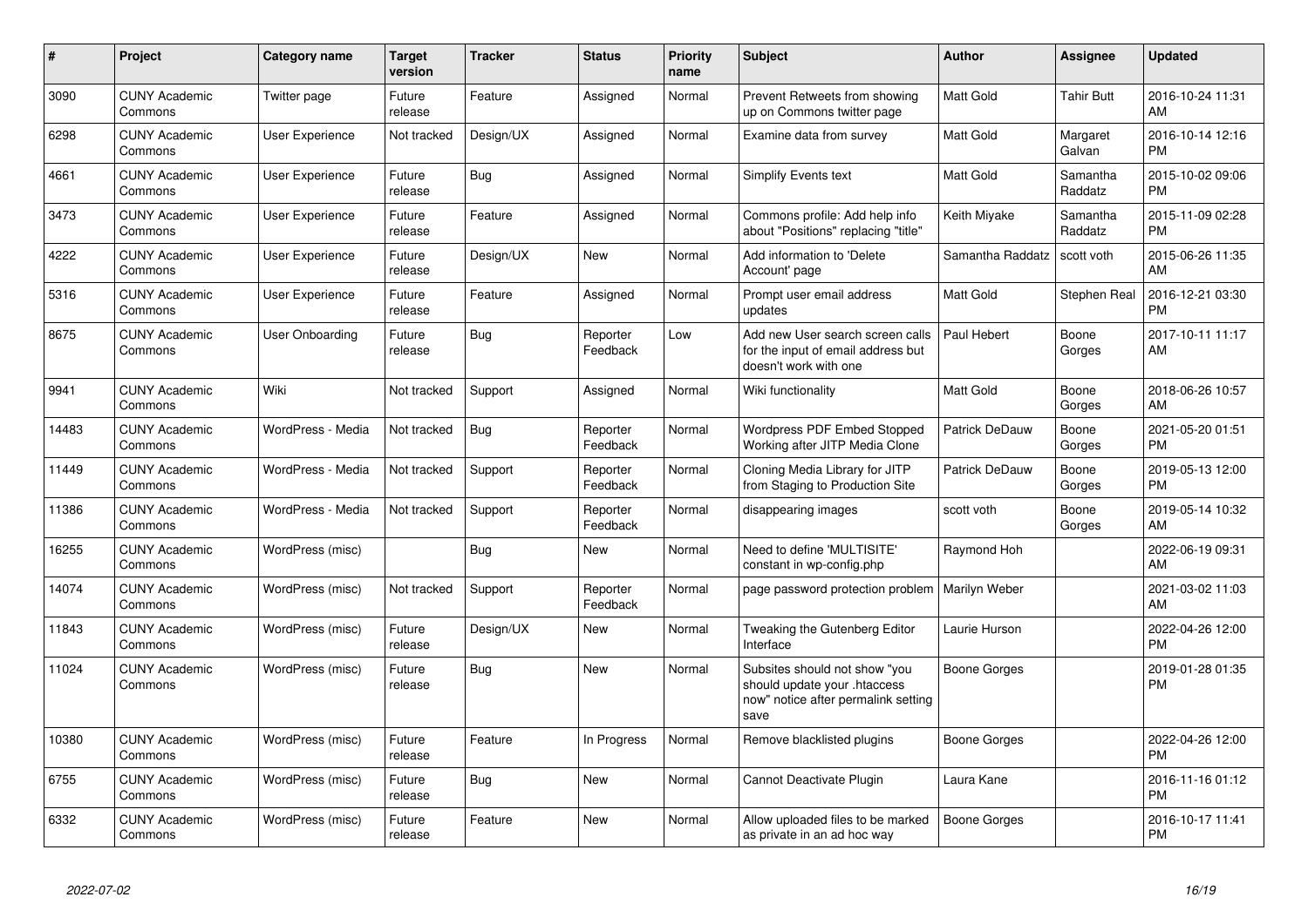| # | Project | Category name | Target version | Tracker | Status | Priority name | Subject | Author | Assignee | Updated |
|---|---|---|---|---|---|---|---|---|---|---|
| 3090 | CUNY Academic Commons | Twitter page | Future release | Feature | Assigned | Normal | Prevent Retweets from showing up on Commons twitter page | Matt Gold | Tahir Butt | 2016-10-24 11:31 AM |
| 6298 | CUNY Academic Commons | User Experience | Not tracked | Design/UX | Assigned | Normal | Examine data from survey | Matt Gold | Margaret Galvan | 2016-10-14 12:16 PM |
| 4661 | CUNY Academic Commons | User Experience | Future release | Bug | Assigned | Normal | Simplify Events text | Matt Gold | Samantha Raddatz | 2015-10-02 09:06 PM |
| 3473 | CUNY Academic Commons | User Experience | Future release | Feature | Assigned | Normal | Commons profile: Add help info about "Positions" replacing "title" | Keith Miyake | Samantha Raddatz | 2015-11-09 02:28 PM |
| 4222 | CUNY Academic Commons | User Experience | Future release | Design/UX | New | Normal | Add information to 'Delete Account' page | Samantha Raddatz | scott voth | 2015-06-26 11:35 AM |
| 5316 | CUNY Academic Commons | User Experience | Future release | Feature | Assigned | Normal | Prompt user email address updates | Matt Gold | Stephen Real | 2016-12-21 03:30 PM |
| 8675 | CUNY Academic Commons | User Onboarding | Future release | Bug | Reporter Feedback | Low | Add new User search screen calls for the input of email address but doesn't work with one | Paul Hebert | Boone Gorges | 2017-10-11 11:17 AM |
| 9941 | CUNY Academic Commons | Wiki | Not tracked | Support | Assigned | Normal | Wiki functionality | Matt Gold | Boone Gorges | 2018-06-26 10:57 AM |
| 14483 | CUNY Academic Commons | WordPress - Media | Not tracked | Bug | Reporter Feedback | Normal | Wordpress PDF Embed Stopped Working after JITP Media Clone | Patrick DeDauw | Boone Gorges | 2021-05-20 01:51 PM |
| 11449 | CUNY Academic Commons | WordPress - Media | Not tracked | Support | Reporter Feedback | Normal | Cloning Media Library for JITP from Staging to Production Site | Patrick DeDauw | Boone Gorges | 2019-05-13 12:00 PM |
| 11386 | CUNY Academic Commons | WordPress - Media | Not tracked | Support | Reporter Feedback | Normal | disappearing images | scott voth | Boone Gorges | 2019-05-14 10:32 AM |
| 16255 | CUNY Academic Commons | WordPress (misc) | | Bug | New | Normal | Need to define 'MULTISITE' constant in wp-config.php | Raymond Hoh | | 2022-06-19 09:31 AM |
| 14074 | CUNY Academic Commons | WordPress (misc) | Not tracked | Support | Reporter Feedback | Normal | page password protection problem | Marilyn Weber | | 2021-03-02 11:03 AM |
| 11843 | CUNY Academic Commons | WordPress (misc) | Future release | Design/UX | New | Normal | Tweaking the Gutenberg Editor Interface | Laurie Hurson | | 2022-04-26 12:00 PM |
| 11024 | CUNY Academic Commons | WordPress (misc) | Future release | Bug | New | Normal | Subsites should not show "you should update your .htaccess now" notice after permalink setting save | Boone Gorges | | 2019-01-28 01:35 PM |
| 10380 | CUNY Academic Commons | WordPress (misc) | Future release | Feature | In Progress | Normal | Remove blacklisted plugins | Boone Gorges | | 2022-04-26 12:00 PM |
| 6755 | CUNY Academic Commons | WordPress (misc) | Future release | Bug | New | Normal | Cannot Deactivate Plugin | Laura Kane | | 2016-11-16 01:12 PM |
| 6332 | CUNY Academic Commons | WordPress (misc) | Future release | Feature | New | Normal | Allow uploaded files to be marked as private in an ad hoc way | Boone Gorges | | 2016-10-17 11:41 PM |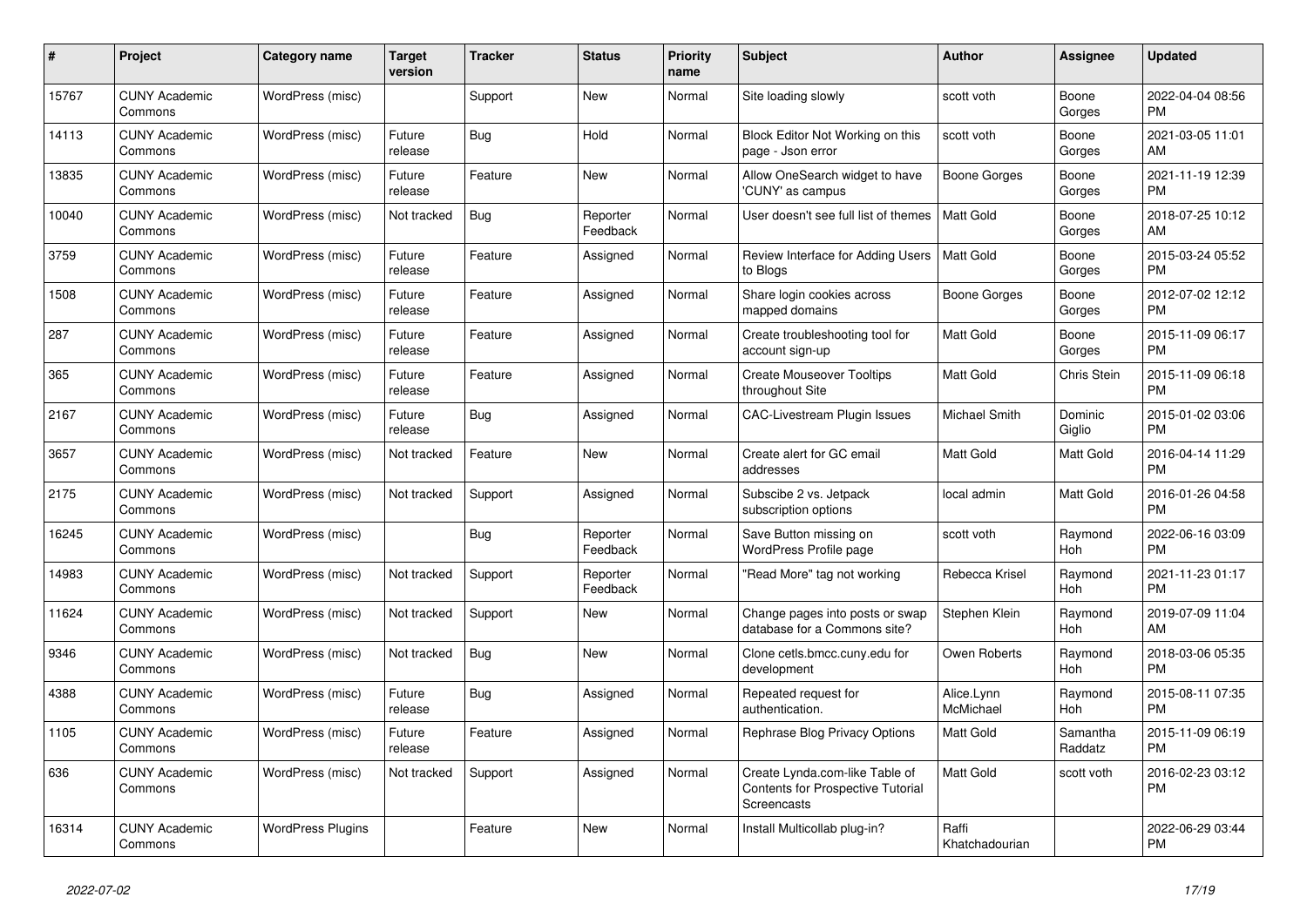| # | Project | Category name | Target version | Tracker | Status | Priority name | Subject | Author | Assignee | Updated |
| --- | --- | --- | --- | --- | --- | --- | --- | --- | --- | --- |
| 15767 | CUNY Academic Commons | WordPress (misc) | | Support | New | Normal | Site loading slowly | scott voth | Boone Gorges | 2022-04-04 08:56 PM |
| 14113 | CUNY Academic Commons | WordPress (misc) | Future release | Bug | Hold | Normal | Block Editor Not Working on this page - Json error | scott voth | Boone Gorges | 2021-03-05 11:01 AM |
| 13835 | CUNY Academic Commons | WordPress (misc) | Future release | Feature | New | Normal | Allow OneSearch widget to have 'CUNY' as campus | Boone Gorges | Boone Gorges | 2021-11-19 12:39 PM |
| 10040 | CUNY Academic Commons | WordPress (misc) | Not tracked | Bug | Reporter Feedback | Normal | User doesn't see full list of themes | Matt Gold | Boone Gorges | 2018-07-25 10:12 AM |
| 3759 | CUNY Academic Commons | WordPress (misc) | Future release | Feature | Assigned | Normal | Review Interface for Adding Users to Blogs | Matt Gold | Boone Gorges | 2015-03-24 05:52 PM |
| 1508 | CUNY Academic Commons | WordPress (misc) | Future release | Feature | Assigned | Normal | Share login cookies across mapped domains | Boone Gorges | Boone Gorges | 2012-07-02 12:12 PM |
| 287 | CUNY Academic Commons | WordPress (misc) | Future release | Feature | Assigned | Normal | Create troubleshooting tool for account sign-up | Matt Gold | Boone Gorges | 2015-11-09 06:17 PM |
| 365 | CUNY Academic Commons | WordPress (misc) | Future release | Feature | Assigned | Normal | Create Mouseover Tooltips throughout Site | Matt Gold | Chris Stein | 2015-11-09 06:18 PM |
| 2167 | CUNY Academic Commons | WordPress (misc) | Future release | Bug | Assigned | Normal | CAC-Livestream Plugin Issues | Michael Smith | Dominic Giglio | 2015-01-02 03:06 PM |
| 3657 | CUNY Academic Commons | WordPress (misc) | Not tracked | Feature | New | Normal | Create alert for GC email addresses | Matt Gold | Matt Gold | 2016-04-14 11:29 PM |
| 2175 | CUNY Academic Commons | WordPress (misc) | Not tracked | Support | Assigned | Normal | Subscibe 2 vs. Jetpack subscription options | local admin | Matt Gold | 2016-01-26 04:58 PM |
| 16245 | CUNY Academic Commons | WordPress (misc) | | Bug | Reporter Feedback | Normal | Save Button missing on WordPress Profile page | scott voth | Raymond Hoh | 2022-06-16 03:09 PM |
| 14983 | CUNY Academic Commons | WordPress (misc) | Not tracked | Support | Reporter Feedback | Normal | "Read More" tag not working | Rebecca Krisel | Raymond Hoh | 2021-11-23 01:17 PM |
| 11624 | CUNY Academic Commons | WordPress (misc) | Not tracked | Support | New | Normal | Change pages into posts or swap database for a Commons site? | Stephen Klein | Raymond Hoh | 2019-07-09 11:04 AM |
| 9346 | CUNY Academic Commons | WordPress (misc) | Not tracked | Bug | New | Normal | Clone cetls.bmcc.cuny.edu for development | Owen Roberts | Raymond Hoh | 2018-03-06 05:35 PM |
| 4388 | CUNY Academic Commons | WordPress (misc) | Future release | Bug | Assigned | Normal | Repeated request for authentication. | Alice.Lynn McMichael | Raymond Hoh | 2015-08-11 07:35 PM |
| 1105 | CUNY Academic Commons | WordPress (misc) | Future release | Feature | Assigned | Normal | Rephrase Blog Privacy Options | Matt Gold | Samantha Raddatz | 2015-11-09 06:19 PM |
| 636 | CUNY Academic Commons | WordPress (misc) | Not tracked | Support | Assigned | Normal | Create Lynda.com-like Table of Contents for Prospective Tutorial Screencasts | Matt Gold | scott voth | 2016-02-23 03:12 PM |
| 16314 | CUNY Academic Commons | WordPress Plugins | | Feature | New | Normal | Install Multicollab plug-in? | Raffi Khatchadourian | | 2022-06-29 03:44 PM |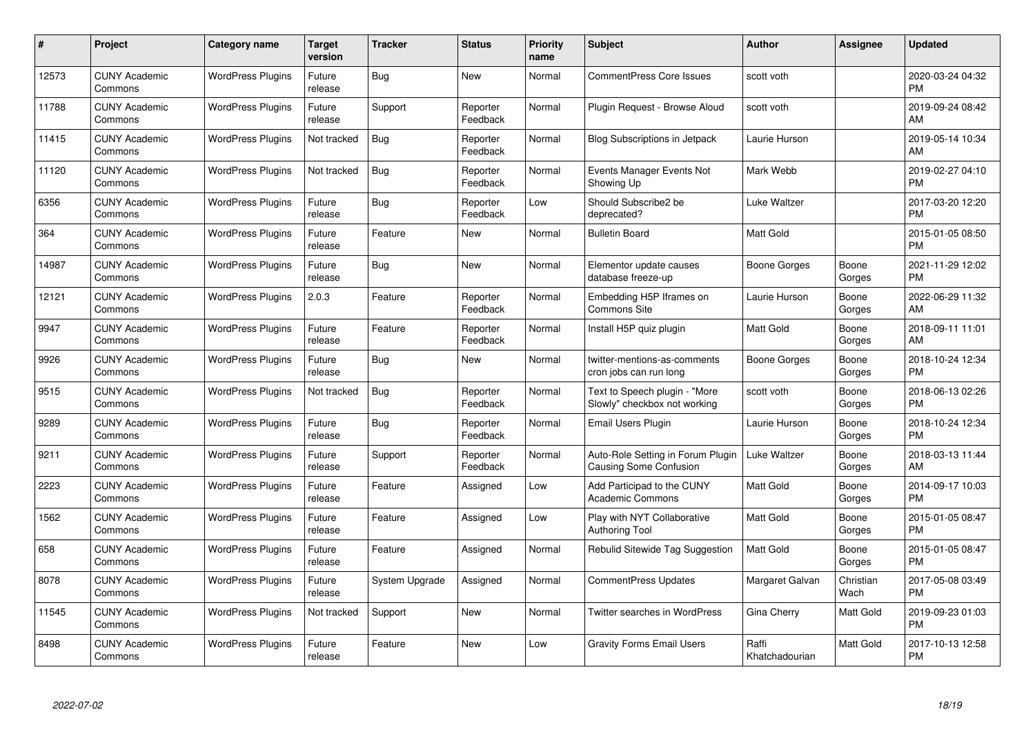| # | Project | Category name | Target version | Tracker | Status | Priority name | Subject | Author | Assignee | Updated |
|---|---|---|---|---|---|---|---|---|---|---|
| 12573 | CUNY Academic Commons | WordPress Plugins | Future release | Bug | New | Normal | CommentPress Core Issues | scott voth | | 2020-03-24 04:32 PM |
| 11788 | CUNY Academic Commons | WordPress Plugins | Future release | Support | Reporter Feedback | Normal | Plugin Request - Browse Aloud | scott voth | | 2019-09-24 08:42 AM |
| 11415 | CUNY Academic Commons | WordPress Plugins | Not tracked | Bug | Reporter Feedback | Normal | Blog Subscriptions in Jetpack | Laurie Hurson | | 2019-05-14 10:34 AM |
| 11120 | CUNY Academic Commons | WordPress Plugins | Not tracked | Bug | Reporter Feedback | Normal | Events Manager Events Not Showing Up | Mark Webb | | 2019-02-27 04:10 PM |
| 6356 | CUNY Academic Commons | WordPress Plugins | Future release | Bug | Reporter Feedback | Low | Should Subscribe2 be deprecated? | Luke Waltzer | | 2017-03-20 12:20 PM |
| 364 | CUNY Academic Commons | WordPress Plugins | Future release | Feature | New | Normal | Bulletin Board | Matt Gold | | 2015-01-05 08:50 PM |
| 14987 | CUNY Academic Commons | WordPress Plugins | Future release | Bug | New | Normal | Elementor update causes database freeze-up | Boone Gorges | Boone Gorges | 2021-11-29 12:02 PM |
| 12121 | CUNY Academic Commons | WordPress Plugins | 2.0.3 | Feature | Reporter Feedback | Normal | Embedding H5P Iframes on Commons Site | Laurie Hurson | Boone Gorges | 2022-06-29 11:32 AM |
| 9947 | CUNY Academic Commons | WordPress Plugins | Future release | Feature | Reporter Feedback | Normal | Install H5P quiz plugin | Matt Gold | Boone Gorges | 2018-09-11 11:01 AM |
| 9926 | CUNY Academic Commons | WordPress Plugins | Future release | Bug | New | Normal | twitter-mentions-as-comments cron jobs can run long | Boone Gorges | Boone Gorges | 2018-10-24 12:34 PM |
| 9515 | CUNY Academic Commons | WordPress Plugins | Not tracked | Bug | Reporter Feedback | Normal | Text to Speech plugin - "More Slowly" checkbox not working | scott voth | Boone Gorges | 2018-06-13 02:26 PM |
| 9289 | CUNY Academic Commons | WordPress Plugins | Future release | Bug | Reporter Feedback | Normal | Email Users Plugin | Laurie Hurson | Boone Gorges | 2018-10-24 12:34 PM |
| 9211 | CUNY Academic Commons | WordPress Plugins | Future release | Support | Reporter Feedback | Normal | Auto-Role Setting in Forum Plugin Causing Some Confusion | Luke Waltzer | Boone Gorges | 2018-03-13 11:44 AM |
| 2223 | CUNY Academic Commons | WordPress Plugins | Future release | Feature | Assigned | Low | Add Participad to the CUNY Academic Commons | Matt Gold | Boone Gorges | 2014-09-17 10:03 PM |
| 1562 | CUNY Academic Commons | WordPress Plugins | Future release | Feature | Assigned | Low | Play with NYT Collaborative Authoring Tool | Matt Gold | Boone Gorges | 2015-01-05 08:47 PM |
| 658 | CUNY Academic Commons | WordPress Plugins | Future release | Feature | Assigned | Normal | Rebulid Sitewide Tag Suggestion | Matt Gold | Boone Gorges | 2015-01-05 08:47 PM |
| 8078 | CUNY Academic Commons | WordPress Plugins | Future release | System Upgrade | Assigned | Normal | CommentPress Updates | Margaret Galvan | Christian Wach | 2017-05-08 03:49 PM |
| 11545 | CUNY Academic Commons | WordPress Plugins | Not tracked | Support | New | Normal | Twitter searches in WordPress | Gina Cherry | Matt Gold | 2019-09-23 01:03 PM |
| 8498 | CUNY Academic Commons | WordPress Plugins | Future release | Feature | New | Low | Gravity Forms Email Users | Raffi Khatchadourian | Matt Gold | 2017-10-13 12:58 PM |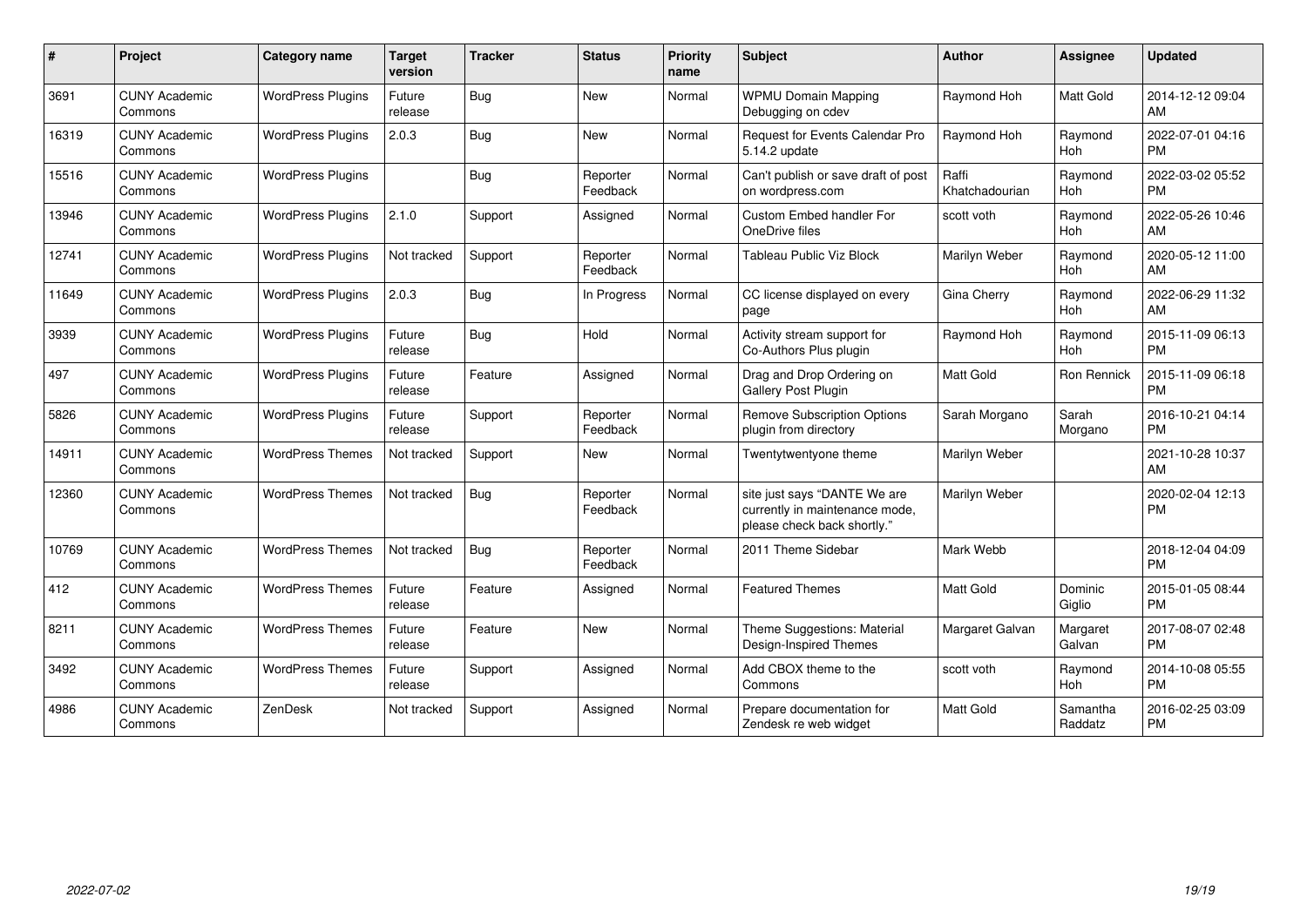| # | Project | Category name | Target version | Tracker | Status | Priority name | Subject | Author | Assignee | Updated |
|---|---|---|---|---|---|---|---|---|---|---|
| 3691 | CUNY Academic Commons | WordPress Plugins | Future release | Bug | New | Normal | WPMU Domain Mapping Debugging on cdev | Raymond Hoh | Matt Gold | 2014-12-12 09:04 AM |
| 16319 | CUNY Academic Commons | WordPress Plugins | 2.0.3 | Bug | New | Normal | Request for Events Calendar Pro 5.14.2 update | Raymond Hoh | Raymond Hoh | 2022-07-01 04:16 PM |
| 15516 | CUNY Academic Commons | WordPress Plugins | | Bug | Reporter Feedback | Normal | Can't publish or save draft of post on wordpress.com | Raffi Khatchadourian | Raymond Hoh | 2022-03-02 05:52 PM |
| 13946 | CUNY Academic Commons | WordPress Plugins | 2.1.0 | Support | Assigned | Normal | Custom Embed handler For OneDrive files | scott voth | Raymond Hoh | 2022-05-26 10:46 AM |
| 12741 | CUNY Academic Commons | WordPress Plugins | Not tracked | Support | Reporter Feedback | Normal | Tableau Public Viz Block | Marilyn Weber | Raymond Hoh | 2020-05-12 11:00 AM |
| 11649 | CUNY Academic Commons | WordPress Plugins | 2.0.3 | Bug | In Progress | Normal | CC license displayed on every page | Gina Cherry | Raymond Hoh | 2022-06-29 11:32 AM |
| 3939 | CUNY Academic Commons | WordPress Plugins | Future release | Bug | Hold | Normal | Activity stream support for Co-Authors Plus plugin | Raymond Hoh | Raymond Hoh | 2015-11-09 06:13 PM |
| 497 | CUNY Academic Commons | WordPress Plugins | Future release | Feature | Assigned | Normal | Drag and Drop Ordering on Gallery Post Plugin | Matt Gold | Ron Rennick | 2015-11-09 06:18 PM |
| 5826 | CUNY Academic Commons | WordPress Plugins | Future release | Support | Reporter Feedback | Normal | Remove Subscription Options plugin from directory | Sarah Morgano | Sarah Morgano | 2016-10-21 04:14 PM |
| 14911 | CUNY Academic Commons | WordPress Themes | Not tracked | Support | New | Normal | Twentytwentyone theme | Marilyn Weber | | 2021-10-28 10:37 AM |
| 12360 | CUNY Academic Commons | WordPress Themes | Not tracked | Bug | Reporter Feedback | Normal | site just says "DANTE We are currently in maintenance mode, please check back shortly." | Marilyn Weber | | 2020-02-04 12:13 PM |
| 10769 | CUNY Academic Commons | WordPress Themes | Not tracked | Bug | Reporter Feedback | Normal | 2011 Theme Sidebar | Mark Webb | | 2018-12-04 04:09 PM |
| 412 | CUNY Academic Commons | WordPress Themes | Future release | Feature | Assigned | Normal | Featured Themes | Matt Gold | Dominic Giglio | 2015-01-05 08:44 PM |
| 8211 | CUNY Academic Commons | WordPress Themes | Future release | Feature | New | Normal | Theme Suggestions: Material Design-Inspired Themes | Margaret Galvan | Margaret Galvan | 2017-08-07 02:48 PM |
| 3492 | CUNY Academic Commons | WordPress Themes | Future release | Support | Assigned | Normal | Add CBOX theme to the Commons | scott voth | Raymond Hoh | 2014-10-08 05:55 PM |
| 4986 | CUNY Academic Commons | ZenDesk | Not tracked | Support | Assigned | Normal | Prepare documentation for Zendesk re web widget | Matt Gold | Samantha Raddatz | 2016-02-25 03:09 PM |

*2022-07-02*